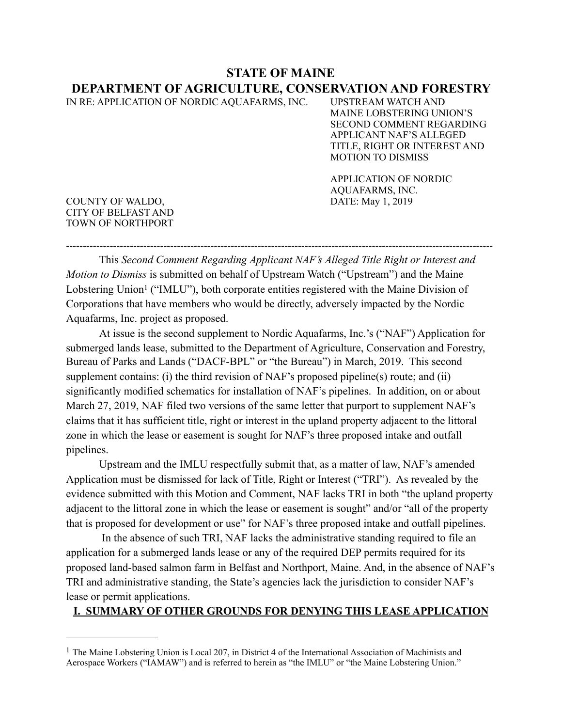# STATE OF MAINE
# DEPARTMENT OF AGRICULTURE, CONSERVATION AND FORESTRY

| | |
|---|---|
| IN RE: APPLICATION OF NORDIC AQUAFARMS, INC. | UPSTREAM WATCH AND MAINE LOBSTERING UNION'S SECOND COMMENT REGARDING APPLICANT NAF'S ALLEGED TITLE, RIGHT OR INTEREST AND MOTION TO DISMISS |
| | APPLICATION OF NORDIC AQUAFARMS, INC. |
| COUNTY OF WALDO, CITY OF BELFAST AND TOWN OF NORTHPORT | DATE: May 1, 2019 |

---

This *Second Comment Regarding Applicant NAF's Alleged Title Right or Interest and Motion to Dismiss* is submitted on behalf of Upstream Watch ("Upstream") and the Maine Lobstering Union[1] ("IMLU"), both corporate entities registered with the Maine Division of Corporations that have members who would be directly, adversely impacted by the Nordic Aquafarms, Inc. project as proposed.

At issue is the second supplement to Nordic Aquafarms, Inc.'s ("NAF") Application for submerged lands lease, submitted to the Department of Agriculture, Conservation and Forestry, Bureau of Parks and Lands ("DACF-BPL" or "the Bureau") in March, 2019. This second supplement contains: (i) the third revision of NAF's proposed pipeline(s) route; and (ii) significantly modified schematics for installation of NAF's pipelines. In addition, on or about March 27, 2019, NAF filed two versions of the same letter that purport to supplement NAF's claims that it has sufficient title, right or interest in the upland property adjacent to the littoral zone in which the lease or easement is sought for NAF's three proposed intake and outfall pipelines.

Upstream and the IMLU respectfully submit that, as a matter of law, NAF's amended Application must be dismissed for lack of Title, Right or Interest ("TRI"). As revealed by the evidence submitted with this Motion and Comment, NAF lacks TRI in both "the upland property adjacent to the littoral zone in which the lease or easement is sought" and/or "all of the property that is proposed for development or use" for NAF's three proposed intake and outfall pipelines.

In the absence of such TRI, NAF lacks the administrative standing required to file an application for a submerged lands lease or any of the required DEP permits required for its proposed land-based salmon farm in Belfast and Northport, Maine. And, in the absence of NAF's TRI and administrative standing, the State's agencies lack the jurisdiction to consider NAF's lease or permit applications.

## I. SUMMARY OF OTHER GROUNDS FOR DENYING THIS LEASE APPLICATION

---

[1] The Maine Lobstering Union is Local 207, in District 4 of the International Association of Machinists and Aerospace Workers ("IAMAW") and is referred to herein as "the IMLU" or "the Maine Lobstering Union."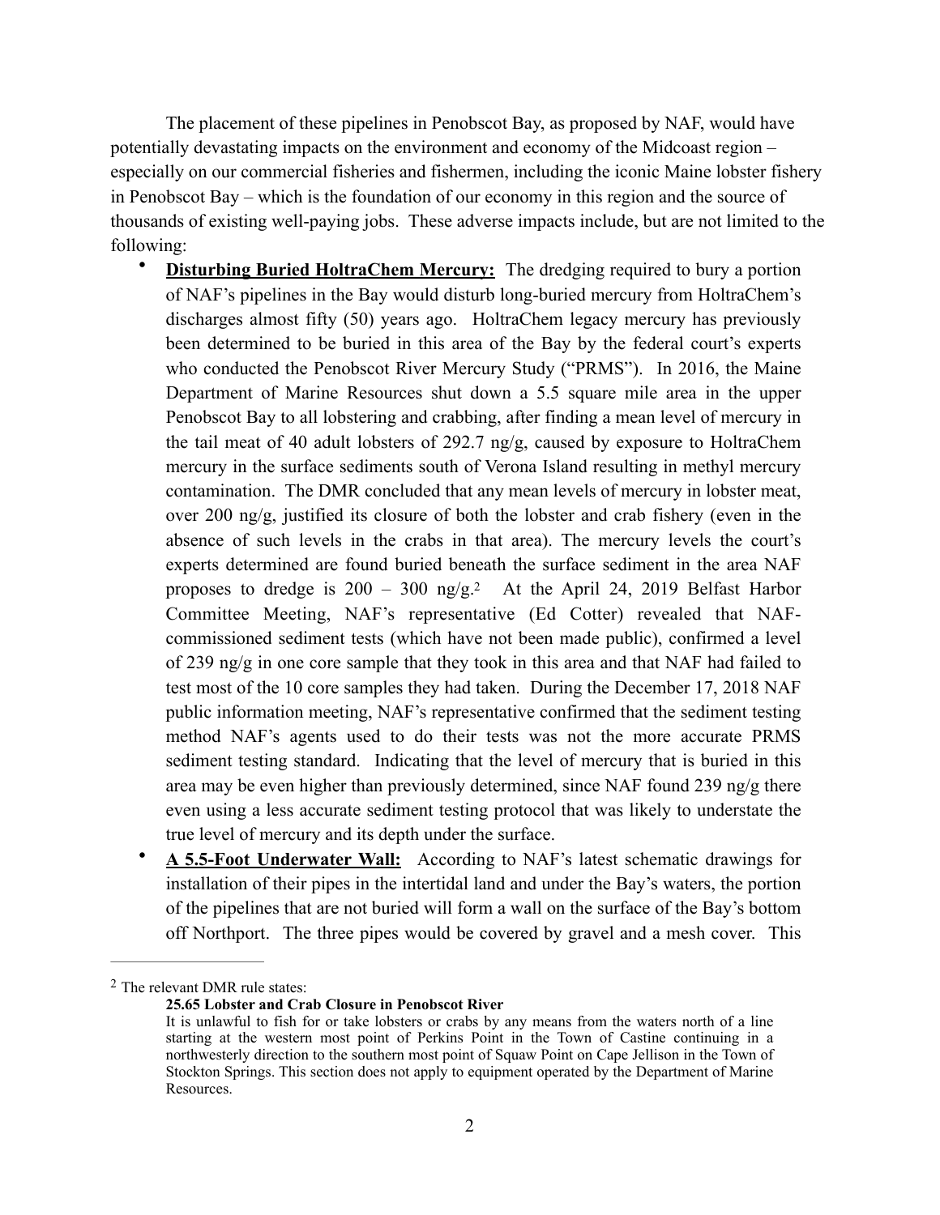The placement of these pipelines in Penobscot Bay, as proposed by NAF, would have potentially devastating impacts on the environment and economy of the Midcoast region – especially on our commercial fisheries and fishermen, including the iconic Maine lobster fishery in Penobscot Bay – which is the foundation of our economy in this region and the source of thousands of existing well-paying jobs. These adverse impacts include, but are not limited to the following:

- **Disturbing Buried HoltraChem Mercury:** The dredging required to bury a portion of NAF's pipelines in the Bay would disturb long-buried mercury from HoltraChem's discharges almost fifty (50) years ago. HoltraChem legacy mercury has previously been determined to be buried in this area of the Bay by the federal court's experts who conducted the Penobscot River Mercury Study ("PRMS"). In 2016, the Maine Department of Marine Resources shut down a 5.5 square mile area in the upper Penobscot Bay to all lobstering and crabbing, after finding a mean level of mercury in the tail meat of 40 adult lobsters of 292.7 ng/g, caused by exposure to HoltraChem mercury in the surface sediments south of Verona Island resulting in methyl mercury contamination. The DMR concluded that any mean levels of mercury in lobster meat, over 200 ng/g, justified its closure of both the lobster and crab fishery (even in the absence of such levels in the crabs in that area). The mercury levels the court's experts determined are found buried beneath the surface sediment in the area NAF proposes to dredge is 200 – 300 ng/g.[2] At the April 24, 2019 Belfast Harbor Committee Meeting, NAF's representative (Ed Cotter) revealed that NAF-commissioned sediment tests (which have not been made public), confirmed a level of 239 ng/g in one core sample that they took in this area and that NAF had failed to test most of the 10 core samples they had taken. During the December 17, 2018 NAF public information meeting, NAF's representative confirmed that the sediment testing method NAF's agents used to do their tests was not the more accurate PRMS sediment testing standard. Indicating that the level of mercury that is buried in this area may be even higher than previously determined, since NAF found 239 ng/g there even using a less accurate sediment testing protocol that was likely to understate the true level of mercury and its depth under the surface.
- **A 5.5-Foot Underwater Wall:** According to NAF's latest schematic drawings for installation of their pipes in the intertidal land and under the Bay's waters, the portion of the pipelines that are not buried will form a wall on the surface of the Bay's bottom off Northport. The three pipes would be covered by gravel and a mesh cover. This

---

[2] The relevant DMR rule states:

> **25.65 Lobster and Crab Closure in Penobscot River**
>
> It is unlawful to fish for or take lobsters or crabs by any means from the waters north of a line starting at the western most point of Perkins Point in the Town of Castine continuing in a northwesterly direction to the southern most point of Squaw Point on Cape Jellison in the Town of Stockton Springs. This section does not apply to equipment operated by the Department of Marine Resources.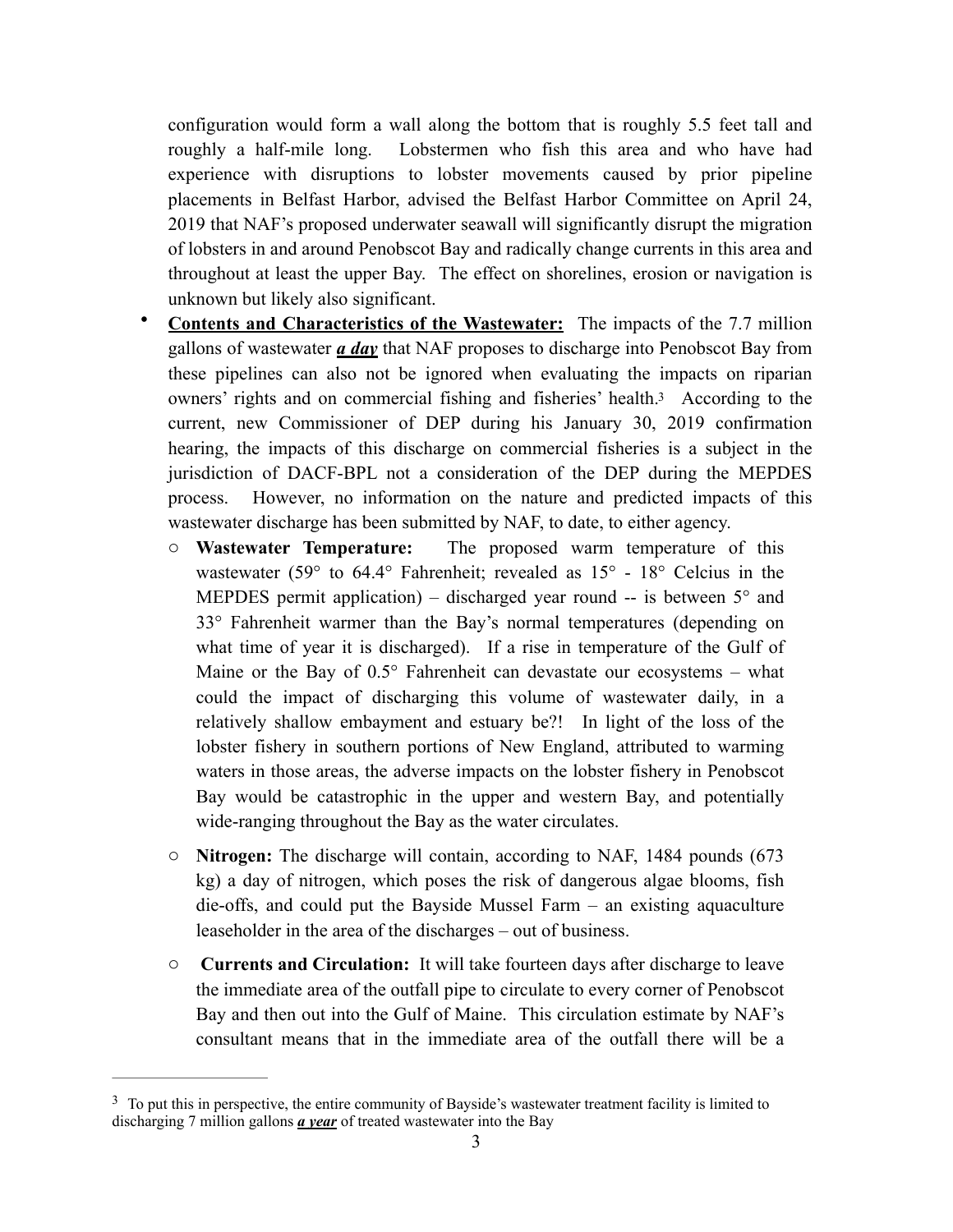configuration would form a wall along the bottom that is roughly 5.5 feet tall and roughly a half-mile long. Lobstermen who fish this area and who have had experience with disruptions to lobster movements caused by prior pipeline placements in Belfast Harbor, advised the Belfast Harbor Committee on April 24, 2019 that NAF's proposed underwater seawall will significantly disrupt the migration of lobsters in and around Penobscot Bay and radically change currents in this area and throughout at least the upper Bay. The effect on shorelines, erosion or navigation is unknown but likely also significant.

- **Contents and Characteristics of the Wastewater:** The impacts of the 7.7 million gallons of wastewater ***a day*** that NAF proposes to discharge into Penobscot Bay from these pipelines can also not be ignored when evaluating the impacts on riparian owners' rights and on commercial fishing and fisheries' health.[3] According to the current, new Commissioner of DEP during his January 30, 2019 confirmation hearing, the impacts of this discharge on commercial fisheries is a subject in the jurisdiction of DACF-BPL not a consideration of the DEP during the MEPDES process. However, no information on the nature and predicted impacts of this wastewater discharge has been submitted by NAF, to date, to either agency.
    - **Wastewater Temperature:** The proposed warm temperature of this wastewater (59° to 64.4° Fahrenheit; revealed as 15° - 18° Celcius in the MEPDES permit application) – discharged year round -- is between 5° and 33° Fahrenheit warmer than the Bay's normal temperatures (depending on what time of year it is discharged). If a rise in temperature of the Gulf of Maine or the Bay of 0.5° Fahrenheit can devastate our ecosystems – what could the impact of discharging this volume of wastewater daily, in a relatively shallow embayment and estuary be?! In light of the loss of the lobster fishery in southern portions of New England, attributed to warming waters in those areas, the adverse impacts on the lobster fishery in Penobscot Bay would be catastrophic in the upper and western Bay, and potentially wide-ranging throughout the Bay as the water circulates.
    - **Nitrogen:** The discharge will contain, according to NAF, 1484 pounds (673 kg) a day of nitrogen, which poses the risk of dangerous algae blooms, fish die-offs, and could put the Bayside Mussel Farm – an existing aquaculture leaseholder in the area of the discharges – out of business.
    - **Currents and Circulation:** It will take fourteen days after discharge to leave the immediate area of the outfall pipe to circulate to every corner of Penobscot Bay and then out into the Gulf of Maine. This circulation estimate by NAF's consultant means that in the immediate area of the outfall there will be a

---

[3] To put this in perspective, the entire community of Bayside's wastewater treatment facility is limited to discharging 7 million gallons ***a year*** of treated wastewater into the Bay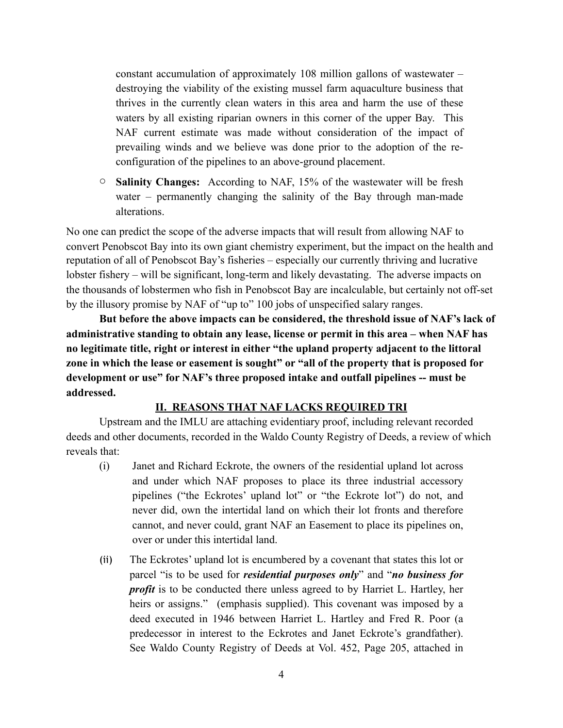constant accumulation of approximately 108 million gallons of wastewater – destroying the viability of the existing mussel farm aquaculture business that thrives in the currently clean waters in this area and harm the use of these waters by all existing riparian owners in this corner of the upper Bay. This NAF current estimate was made without consideration of the impact of prevailing winds and we believe was done prior to the adoption of the re-configuration of the pipelines to an above-ground placement.

- **Salinity Changes:** According to NAF, 15% of the wastewater will be fresh water – permanently changing the salinity of the Bay through man-made alterations.

No one can predict the scope of the adverse impacts that will result from allowing NAF to convert Penobscot Bay into its own giant chemistry experiment, but the impact on the health and reputation of all of Penobscot Bay's fisheries – especially our currently thriving and lucrative lobster fishery – will be significant, long-term and likely devastating. The adverse impacts on the thousands of lobstermen who fish in Penobscot Bay are incalculable, but certainly not off-set by the illusory promise by NAF of "up to" 100 jobs of unspecified salary ranges.

**But before the above impacts can be considered, the threshold issue of NAF's lack of administrative standing to obtain any lease, license or permit in this area – when NAF has no legitimate title, right or interest in either "the upland property adjacent to the littoral zone in which the lease or easement is sought" or "all of the property that is proposed for development or use" for NAF's three proposed intake and outfall pipelines -- must be addressed.**

## II. REASONS THAT NAF LACKS REQUIRED TRI

Upstream and the IMLU are attaching evidentiary proof, including relevant recorded deeds and other documents, recorded in the Waldo County Registry of Deeds, a review of which reveals that:

(i) Janet and Richard Eckrote, the owners of the residential upland lot across and under which NAF proposes to place its three industrial accessory pipelines ("the Eckrotes' upland lot" or "the Eckrote lot") do not, and never did, own the intertidal land on which their lot fronts and therefore cannot, and never could, grant NAF an Easement to place its pipelines on, over or under this intertidal land.

(ii) The Eckrotes' upland lot is encumbered by a covenant that states this lot or parcel "is to be used for ***residential purposes only***" and "***no business for profit*** is to be conducted there unless agreed to by Harriet L. Hartley, her heirs or assigns." (emphasis supplied). This covenant was imposed by a deed executed in 1946 between Harriet L. Hartley and Fred R. Poor (a predecessor in interest to the Eckrotes and Janet Eckrote's grandfather). See Waldo County Registry of Deeds at Vol. 452, Page 205, attached in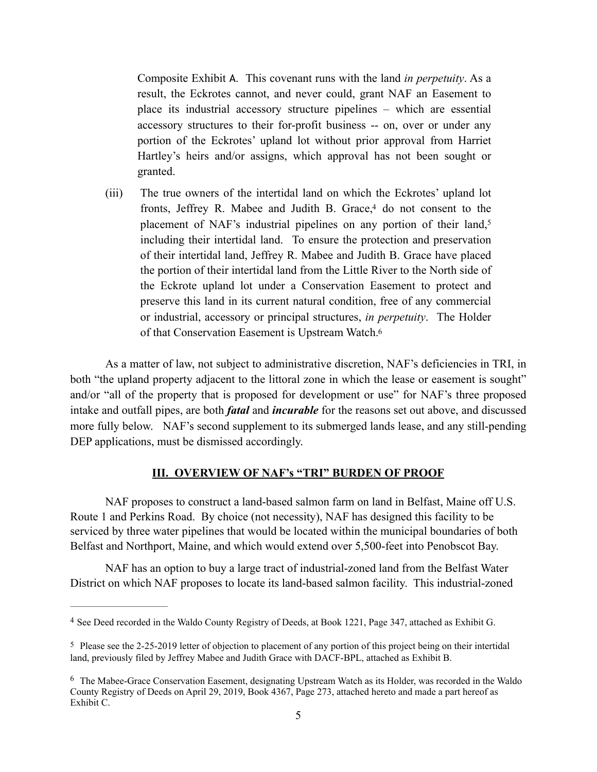Composite Exhibit A. This covenant runs with the land *in perpetuity*. As a result, the Eckrotes cannot, and never could, grant NAF an Easement to place its industrial accessory structure pipelines – which are essential accessory structures to their for-profit business -- on, over or under any portion of the Eckrotes' upland lot without prior approval from Harriet Hartley's heirs and/or assigns, which approval has not been sought or granted.

(iii) The true owners of the intertidal land on which the Eckrotes' upland lot fronts, Jeffrey R. Mabee and Judith B. Grace,[4] do not consent to the placement of NAF's industrial pipelines on any portion of their land,[5] including their intertidal land. To ensure the protection and preservation of their intertidal land, Jeffrey R. Mabee and Judith B. Grace have placed the portion of their intertidal land from the Little River to the North side of the Eckrote upland lot under a Conservation Easement to protect and preserve this land in its current natural condition, free of any commercial or industrial, accessory or principal structures, *in perpetuity*. The Holder of that Conservation Easement is Upstream Watch.[6]

As a matter of law, not subject to administrative discretion, NAF's deficiencies in TRI, in both "the upland property adjacent to the littoral zone in which the lease or easement is sought" and/or "all of the property that is proposed for development or use" for NAF's three proposed intake and outfall pipes, are both ***fatal*** and ***incurable*** for the reasons set out above, and discussed more fully below. NAF's second supplement to its submerged lands lease, and any still-pending DEP applications, must be dismissed accordingly.

## III. OVERVIEW OF NAF's "TRI" BURDEN OF PROOF

NAF proposes to construct a land-based salmon farm on land in Belfast, Maine off U.S. Route 1 and Perkins Road. By choice (not necessity), NAF has designed this facility to be serviced by three water pipelines that would be located within the municipal boundaries of both Belfast and Northport, Maine, and which would extend over 5,500-feet into Penobscot Bay.

NAF has an option to buy a large tract of industrial-zoned land from the Belfast Water District on which NAF proposes to locate its land-based salmon facility. This industrial-zoned

---

[4] See Deed recorded in the Waldo County Registry of Deeds, at Book 1221, Page 347, attached as Exhibit G.

[5] Please see the 2-25-2019 letter of objection to placement of any portion of this project being on their intertidal land, previously filed by Jeffrey Mabee and Judith Grace with DACF-BPL, attached as Exhibit B.

[6] The Mabee-Grace Conservation Easement, designating Upstream Watch as its Holder, was recorded in the Waldo County Registry of Deeds on April 29, 2019, Book 4367, Page 273, attached hereto and made a part hereof as Exhibit C.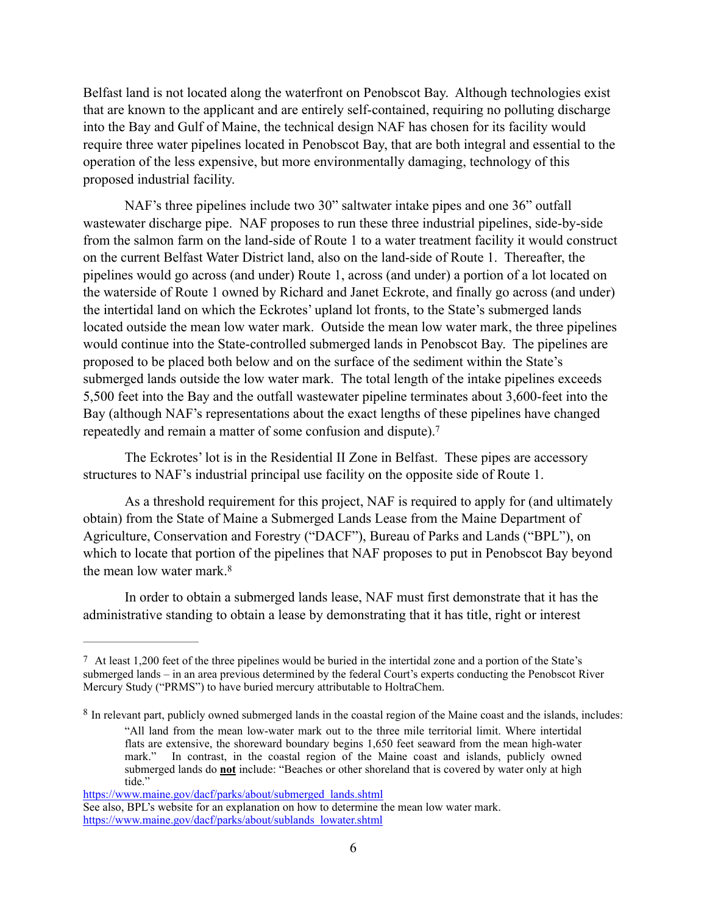Belfast land is not located along the waterfront on Penobscot Bay. Although technologies exist that are known to the applicant and are entirely self-contained, requiring no polluting discharge into the Bay and Gulf of Maine, the technical design NAF has chosen for its facility would require three water pipelines located in Penobscot Bay, that are both integral and essential to the operation of the less expensive, but more environmentally damaging, technology of this proposed industrial facility.

NAF's three pipelines include two 30" saltwater intake pipes and one 36" outfall wastewater discharge pipe. NAF proposes to run these three industrial pipelines, side-by-side from the salmon farm on the land-side of Route 1 to a water treatment facility it would construct on the current Belfast Water District land, also on the land-side of Route 1. Thereafter, the pipelines would go across (and under) Route 1, across (and under) a portion of a lot located on the waterside of Route 1 owned by Richard and Janet Eckrote, and finally go across (and under) the intertidal land on which the Eckrotes' upland lot fronts, to the State's submerged lands located outside the mean low water mark. Outside the mean low water mark, the three pipelines would continue into the State-controlled submerged lands in Penobscot Bay. The pipelines are proposed to be placed both below and on the surface of the sediment within the State's submerged lands outside the low water mark. The total length of the intake pipelines exceeds 5,500 feet into the Bay and the outfall wastewater pipeline terminates about 3,600-feet into the Bay (although NAF's representations about the exact lengths of these pipelines have changed repeatedly and remain a matter of some confusion and dispute).[7]

The Eckrotes' lot is in the Residential II Zone in Belfast. These pipes are accessory structures to NAF's industrial principal use facility on the opposite side of Route 1.

As a threshold requirement for this project, NAF is required to apply for (and ultimately obtain) from the State of Maine a Submerged Lands Lease from the Maine Department of Agriculture, Conservation and Forestry ("DACF"), Bureau of Parks and Lands ("BPL"), on which to locate that portion of the pipelines that NAF proposes to put in Penobscot Bay beyond the mean low water mark.[8]

In order to obtain a submerged lands lease, NAF must first demonstrate that it has the administrative standing to obtain a lease by demonstrating that it has title, right or interest

---

[7] At least 1,200 feet of the three pipelines would be buried in the intertidal zone and a portion of the State's submerged lands – in an area previous determined by the federal Court's experts conducting the Penobscot River Mercury Study ("PRMS") to have buried mercury attributable to HoltraChem.

[8] In relevant part, publicly owned submerged lands in the coastal region of the Maine coast and the islands, includes:

> "All land from the mean low-water mark out to the three mile territorial limit. Where intertidal flats are extensive, the shoreward boundary begins 1,650 feet seaward from the mean high-water mark." In contrast, in the coastal region of the Maine coast and islands, publicly owned submerged lands do **not** include: "Beaches or other shoreland that is covered by water only at high tide."

https://www.maine.gov/dacf/parks/about/submerged_lands.shtml
See also, BPL's website for an explanation on how to determine the mean low water mark. https://www.maine.gov/dacf/parks/about/sublands_lowater.shtml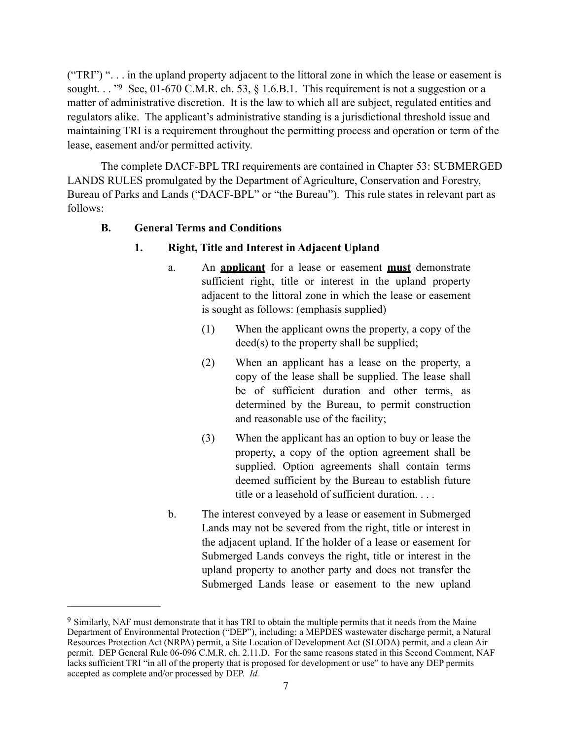("TRI") ". . . in the upland property adjacent to the littoral zone in which the lease or easement is sought. . . "[9] See, 01-670 C.M.R. ch. 53, § 1.6.B.1. This requirement is not a suggestion or a matter of administrative discretion. It is the law to which all are subject, regulated entities and regulators alike. The applicant's administrative standing is a jurisdictional threshold issue and maintaining TRI is a requirement throughout the permitting process and operation or term of the lease, easement and/or permitted activity.

The complete DACF-BPL TRI requirements are contained in Chapter 53: SUBMERGED LANDS RULES promulgated by the Department of Agriculture, Conservation and Forestry, Bureau of Parks and Lands ("DACF-BPL" or "the Bureau"). This rule states in relevant part as follows:

**B. General Terms and Conditions**

**1. Right, Title and Interest in Adjacent Upland**

a. An **<u>applicant</u>** for a lease or easement **<u>must</u>** demonstrate sufficient right, title or interest in the upland property adjacent to the littoral zone in which the lease or easement is sought as follows: (emphasis supplied)

(1) When the applicant owns the property, a copy of the deed(s) to the property shall be supplied;

(2) When an applicant has a lease on the property, a copy of the lease shall be supplied. The lease shall be of sufficient duration and other terms, as determined by the Bureau, to permit construction and reasonable use of the facility;

(3) When the applicant has an option to buy or lease the property, a copy of the option agreement shall be supplied. Option agreements shall contain terms deemed sufficient by the Bureau to establish future title or a leasehold of sufficient duration. . . .

b. The interest conveyed by a lease or easement in Submerged Lands may not be severed from the right, title or interest in the adjacent upland. If the holder of a lease or easement for Submerged Lands conveys the right, title or interest in the upland property to another party and does not transfer the Submerged Lands lease or easement to the new upland

---

[9] Similarly, NAF must demonstrate that it has TRI to obtain the multiple permits that it needs from the Maine Department of Environmental Protection ("DEP"), including: a MEPDES wastewater discharge permit, a Natural Resources Protection Act (NRPA) permit, a Site Location of Development Act (SLODA) permit, and a clean Air permit. DEP General Rule 06-096 C.M.R. ch. 2.11.D. For the same reasons stated in this Second Comment, NAF lacks sufficient TRI "in all of the property that is proposed for development or use" to have any DEP permits accepted as complete and/or processed by DEP. *Id.*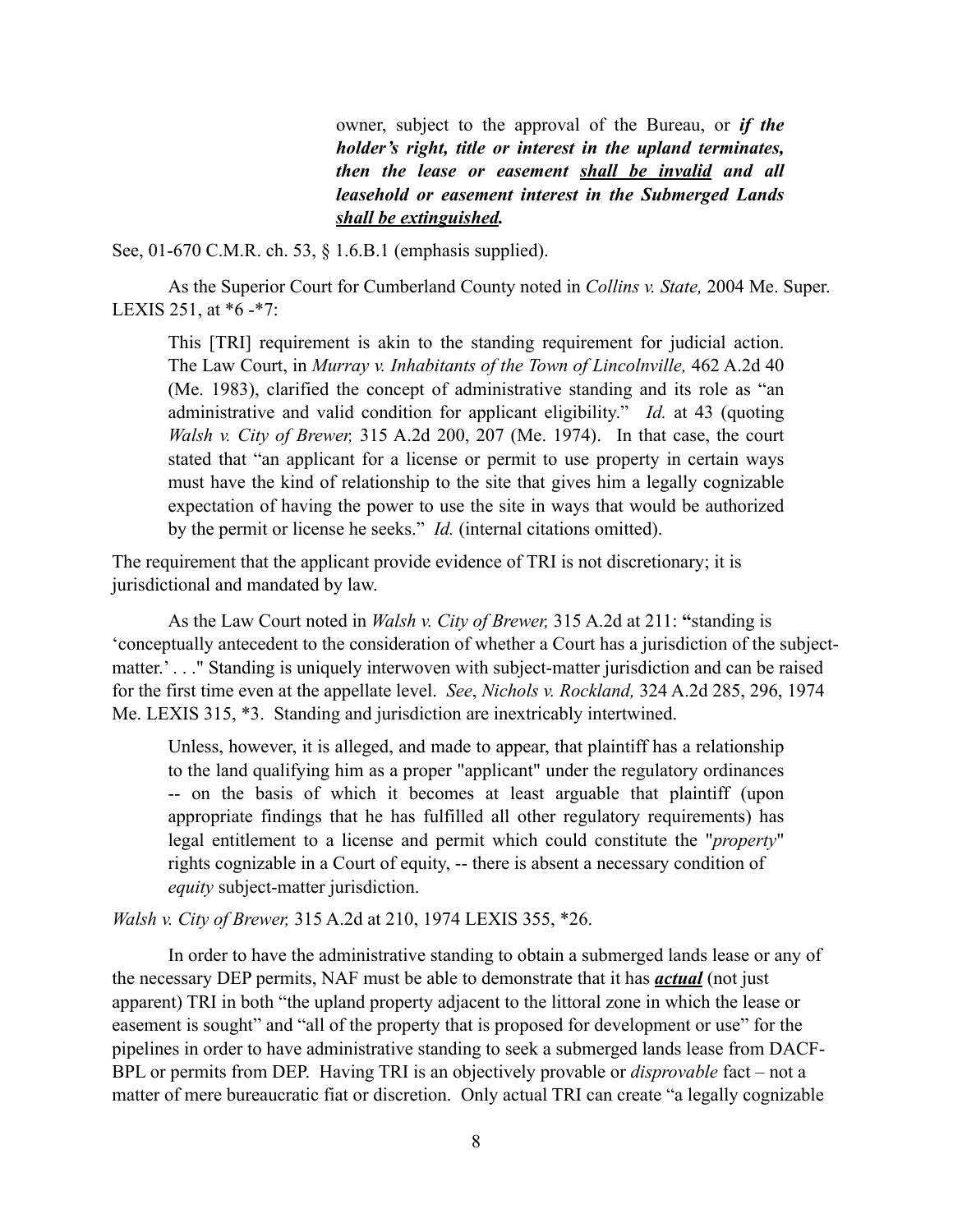> owner, subject to the approval of the Bureau, or ***if the holder's right, title or interest in the upland terminates, then the lease or easement <u>shall be invalid</u> and all leasehold or easement interest in the Submerged Lands <u>shall be extinguished</u>.***

See, 01-670 C.M.R. ch. 53, § 1.6.B.1 (emphasis supplied).

As the Superior Court for Cumberland County noted in *Collins v. State,* 2004 Me. Super. LEXIS 251, at *6 -*7:

> This [TRI] requirement is akin to the standing requirement for judicial action. The Law Court, in *Murray v. Inhabitants of the Town of Lincolnville,* 462 A.2d 40 (Me. 1983), clarified the concept of administrative standing and its role as "an administrative and valid condition for applicant eligibility." *Id.* at 43 (quoting *Walsh v. City of Brewer,* 315 A.2d 200, 207 (Me. 1974). In that case, the court stated that "an applicant for a license or permit to use property in certain ways must have the kind of relationship to the site that gives him a legally cognizable expectation of having the power to use the site in ways that would be authorized by the permit or license he seeks." *Id.* (internal citations omitted).

The requirement that the applicant provide evidence of TRI is not discretionary; it is jurisdictional and mandated by law.

As the Law Court noted in *Walsh v. City of Brewer,* 315 A.2d at 211: **"**standing is 'conceptually antecedent to the consideration of whether a Court has a jurisdiction of the subject-matter.' . . ." Standing is uniquely interwoven with subject-matter jurisdiction and can be raised for the first time even at the appellate level. *See*, *Nichols v. Rockland,* 324 A.2d 285, 296, 1974 Me. LEXIS 315, *3. Standing and jurisdiction are inextricably intertwined.

> Unless, however, it is alleged, and made to appear, that plaintiff has a relationship to the land qualifying him as a proper "applicant" under the regulatory ordinances -- on the basis of which it becomes at least arguable that plaintiff (upon appropriate findings that he has fulfilled all other regulatory requirements) has legal entitlement to a license and permit which could constitute the "*property*" rights cognizable in a Court of equity, -- there is absent a necessary condition of *equity* subject-matter jurisdiction.

*Walsh v. City of Brewer,* 315 A.2d at 210, 1974 LEXIS 355, *26.

In order to have the administrative standing to obtain a submerged lands lease or any of the necessary DEP permits, NAF must be able to demonstrate that it has ***<u>actual</u>*** (not just apparent) TRI in both "the upland property adjacent to the littoral zone in which the lease or easement is sought" and "all of the property that is proposed for development or use" for the pipelines in order to have administrative standing to seek a submerged lands lease from DACF-BPL or permits from DEP. Having TRI is an objectively provable or *disprovable* fact – not a matter of mere bureaucratic fiat or discretion. Only actual TRI can create "a legally cognizable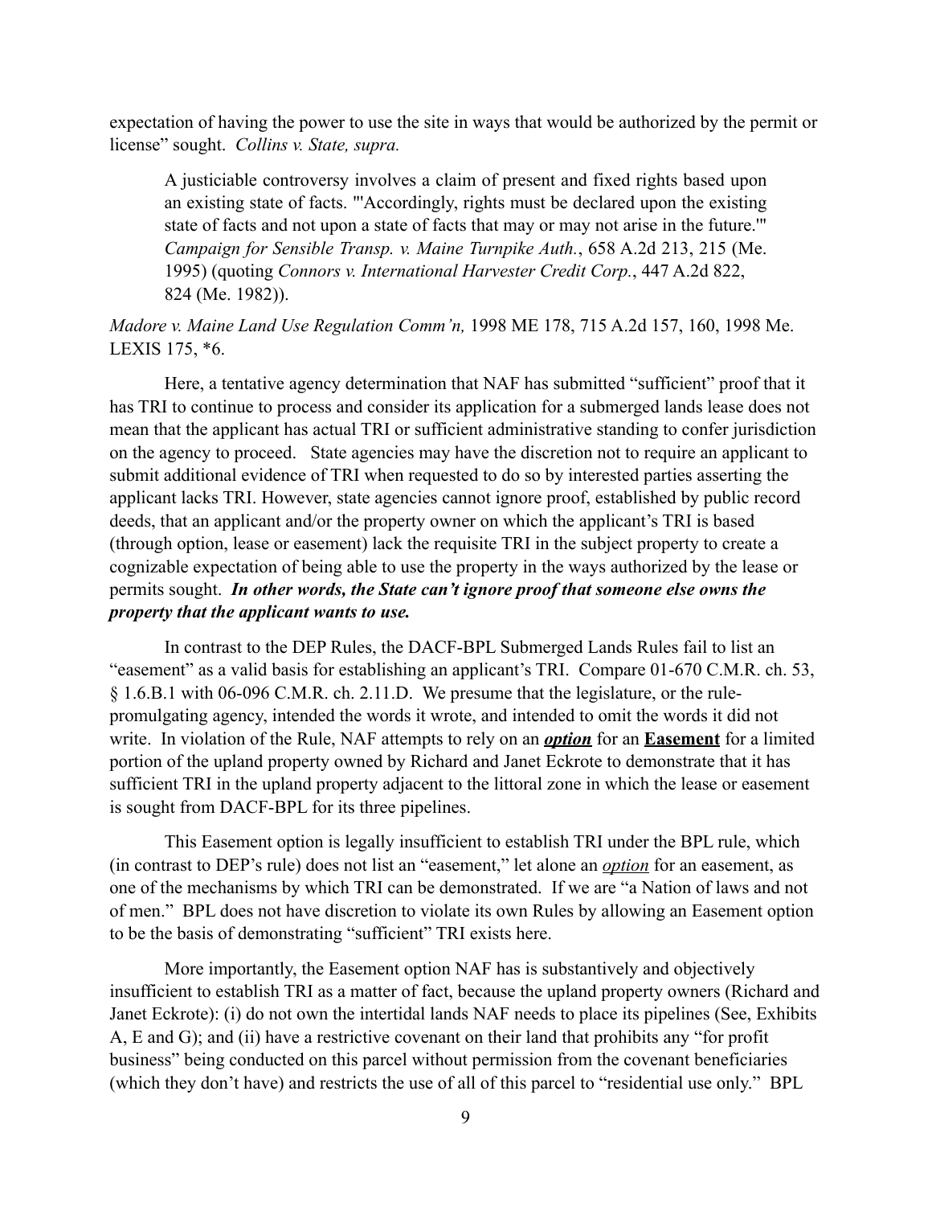expectation of having the power to use the site in ways that would be authorized by the permit or license" sought. *Collins v. State, supra.*

> A justiciable controversy involves a claim of present and fixed rights based upon an existing state of facts. "'Accordingly, rights must be declared upon the existing state of facts and not upon a state of facts that may or may not arise in the future.'" *Campaign for Sensible Transp. v. Maine Turnpike Auth.*, 658 A.2d 213, 215 (Me. 1995) (quoting *Connors v. International Harvester Credit Corp.*, 447 A.2d 822, 824 (Me. 1982)).

*Madore v. Maine Land Use Regulation Comm'n,* 1998 ME 178, 715 A.2d 157, 160, 1998 Me. LEXIS 175, *6.

Here, a tentative agency determination that NAF has submitted "sufficient" proof that it has TRI to continue to process and consider its application for a submerged lands lease does not mean that the applicant has actual TRI or sufficient administrative standing to confer jurisdiction on the agency to proceed. State agencies may have the discretion not to require an applicant to submit additional evidence of TRI when requested to do so by interested parties asserting the applicant lacks TRI. However, state agencies cannot ignore proof, established by public record deeds, that an applicant and/or the property owner on which the applicant's TRI is based (through option, lease or easement) lack the requisite TRI in the subject property to create a cognizable expectation of being able to use the property in the ways authorized by the lease or permits sought. ***In other words, the State can't ignore proof that someone else owns the property that the applicant wants to use.***

In contrast to the DEP Rules, the DACF-BPL Submerged Lands Rules fail to list an "easement" as a valid basis for establishing an applicant's TRI. Compare 01-670 C.M.R. ch. 53, § 1.6.B.1 with 06-096 C.M.R. ch. 2.11.D. We presume that the legislature, or the rule-promulgating agency, intended the words it wrote, and intended to omit the words it did not write. In violation of the Rule, NAF attempts to rely on an ***<u>option</u>*** for an **<u>Easement</u>** for a limited portion of the upland property owned by Richard and Janet Eckrote to demonstrate that it has sufficient TRI in the upland property adjacent to the littoral zone in which the lease or easement is sought from DACF-BPL for its three pipelines.

This Easement option is legally insufficient to establish TRI under the BPL rule, which (in contrast to DEP's rule) does not list an "easement," let alone an *<u>option</u>* for an easement, as one of the mechanisms by which TRI can be demonstrated. If we are "a Nation of laws and not of men." BPL does not have discretion to violate its own Rules by allowing an Easement option to be the basis of demonstrating "sufficient" TRI exists here.

More importantly, the Easement option NAF has is substantively and objectively insufficient to establish TRI as a matter of fact, because the upland property owners (Richard and Janet Eckrote): (i) do not own the intertidal lands NAF needs to place its pipelines (See, Exhibits A, E and G); and (ii) have a restrictive covenant on their land that prohibits any "for profit business" being conducted on this parcel without permission from the covenant beneficiaries (which they don't have) and restricts the use of all of this parcel to "residential use only." BPL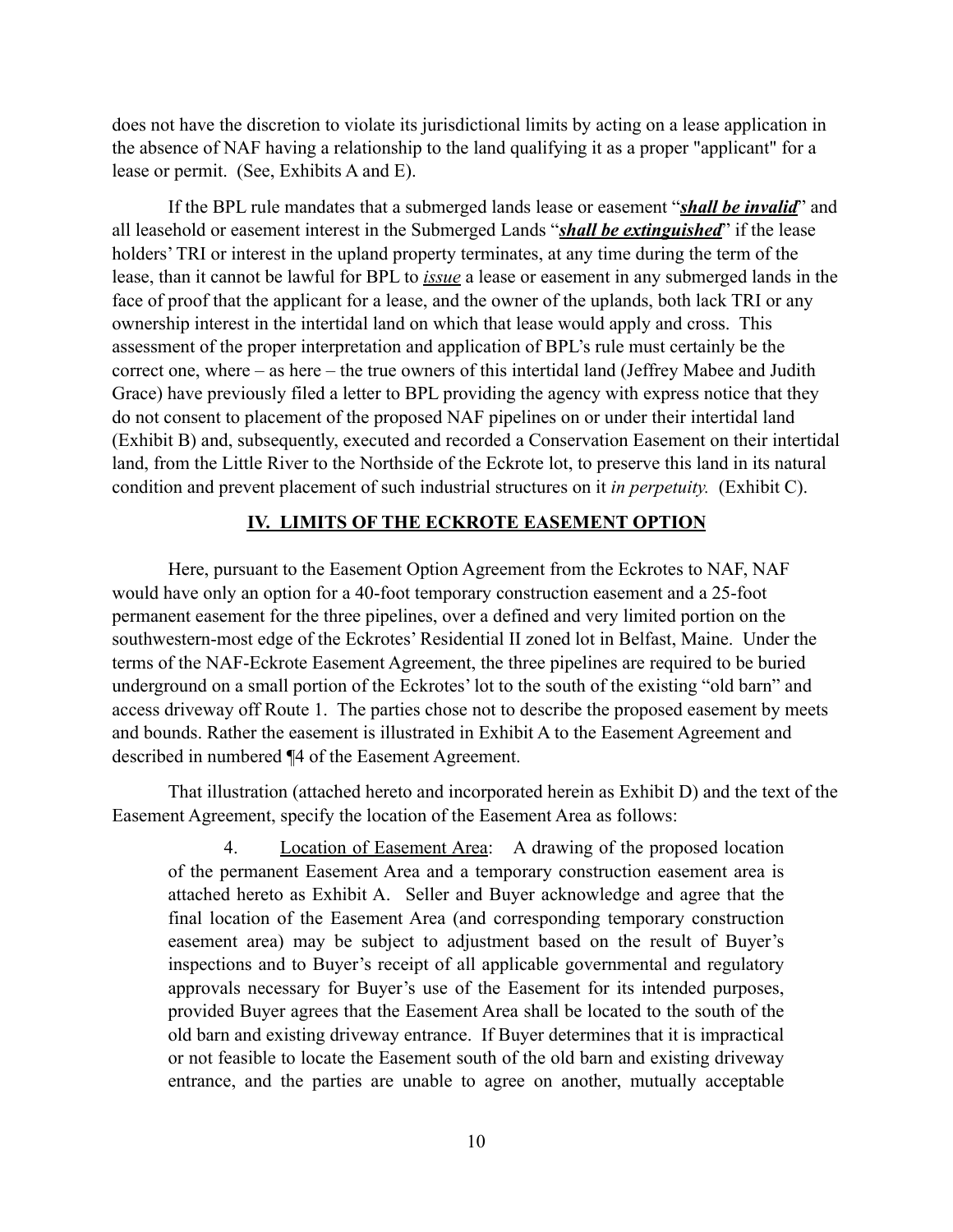does not have the discretion to violate its jurisdictional limits by acting on a lease application in the absence of NAF having a relationship to the land qualifying it as a proper "applicant" for a lease or permit. (See, Exhibits A and E).

If the BPL rule mandates that a submerged lands lease or easement "***shall be invalid***" and all leasehold or easement interest in the Submerged Lands "***shall be extinguished***" if the lease holders' TRI or interest in the upland property terminates, at any time during the term of the lease, than it cannot be lawful for BPL to *issue* a lease or easement in any submerged lands in the face of proof that the applicant for a lease, and the owner of the uplands, both lack TRI or any ownership interest in the intertidal land on which that lease would apply and cross. This assessment of the proper interpretation and application of BPL's rule must certainly be the correct one, where – as here – the true owners of this intertidal land (Jeffrey Mabee and Judith Grace) have previously filed a letter to BPL providing the agency with express notice that they do not consent to placement of the proposed NAF pipelines on or under their intertidal land (Exhibit B) and, subsequently, executed and recorded a Conservation Easement on their intertidal land, from the Little River to the Northside of the Eckrote lot, to preserve this land in its natural condition and prevent placement of such industrial structures on it *in perpetuity.* (Exhibit C).

## IV. LIMITS OF THE ECKROTE EASEMENT OPTION

Here, pursuant to the Easement Option Agreement from the Eckrotes to NAF, NAF would have only an option for a 40-foot temporary construction easement and a 25-foot permanent easement for the three pipelines, over a defined and very limited portion on the southwestern-most edge of the Eckrotes' Residential II zoned lot in Belfast, Maine. Under the terms of the NAF-Eckrote Easement Agreement, the three pipelines are required to be buried underground on a small portion of the Eckrotes' lot to the south of the existing "old barn" and access driveway off Route 1. The parties chose not to describe the proposed easement by meets and bounds. Rather the easement is illustrated in Exhibit A to the Easement Agreement and described in numbered ¶4 of the Easement Agreement.

That illustration (attached hereto and incorporated herein as Exhibit D) and the text of the Easement Agreement, specify the location of the Easement Area as follows:

> 4. Location of Easement Area: A drawing of the proposed location of the permanent Easement Area and a temporary construction easement area is attached hereto as Exhibit A. Seller and Buyer acknowledge and agree that the final location of the Easement Area (and corresponding temporary construction easement area) may be subject to adjustment based on the result of Buyer's inspections and to Buyer's receipt of all applicable governmental and regulatory approvals necessary for Buyer's use of the Easement for its intended purposes, provided Buyer agrees that the Easement Area shall be located to the south of the old barn and existing driveway entrance. If Buyer determines that it is impractical or not feasible to locate the Easement south of the old barn and existing driveway entrance, and the parties are unable to agree on another, mutually acceptable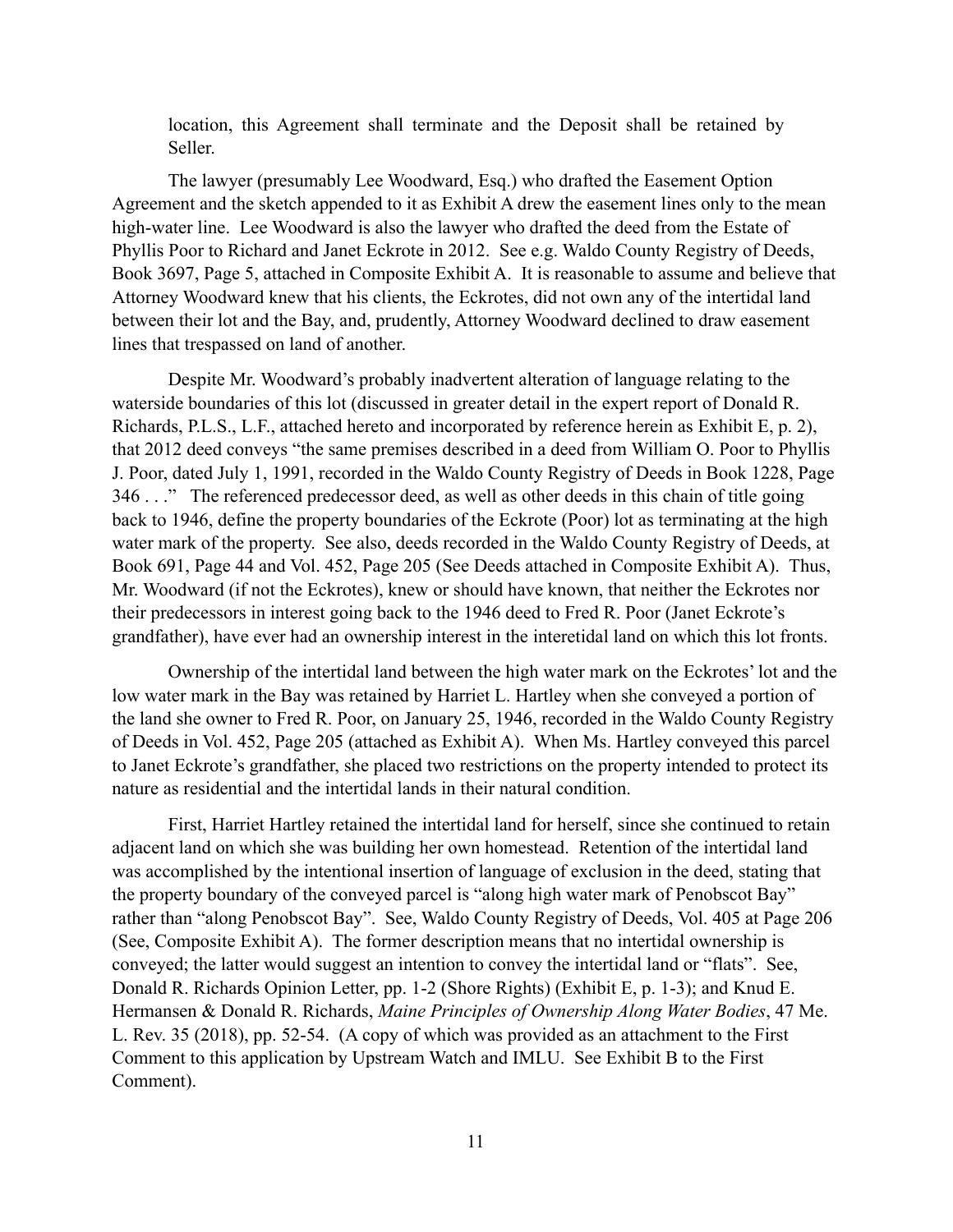location, this Agreement shall terminate and the Deposit shall be retained by Seller.

The lawyer (presumably Lee Woodward, Esq.) who drafted the Easement Option Agreement and the sketch appended to it as Exhibit A drew the easement lines only to the mean high-water line. Lee Woodward is also the lawyer who drafted the deed from the Estate of Phyllis Poor to Richard and Janet Eckrote in 2012. See e.g. Waldo County Registry of Deeds, Book 3697, Page 5, attached in Composite Exhibit A. It is reasonable to assume and believe that Attorney Woodward knew that his clients, the Eckrotes, did not own any of the intertidal land between their lot and the Bay, and, prudently, Attorney Woodward declined to draw easement lines that trespassed on land of another.

Despite Mr. Woodward's probably inadvertent alteration of language relating to the waterside boundaries of this lot (discussed in greater detail in the expert report of Donald R. Richards, P.L.S., L.F., attached hereto and incorporated by reference herein as Exhibit E, p. 2), that 2012 deed conveys "the same premises described in a deed from William O. Poor to Phyllis J. Poor, dated July 1, 1991, recorded in the Waldo County Registry of Deeds in Book 1228, Page 346 . . ." The referenced predecessor deed, as well as other deeds in this chain of title going back to 1946, define the property boundaries of the Eckrote (Poor) lot as terminating at the high water mark of the property. See also, deeds recorded in the Waldo County Registry of Deeds, at Book 691, Page 44 and Vol. 452, Page 205 (See Deeds attached in Composite Exhibit A). Thus, Mr. Woodward (if not the Eckrotes), knew or should have known, that neither the Eckrotes nor their predecessors in interest going back to the 1946 deed to Fred R. Poor (Janet Eckrote's grandfather), have ever had an ownership interest in the interetidal land on which this lot fronts.

Ownership of the intertidal land between the high water mark on the Eckrotes' lot and the low water mark in the Bay was retained by Harriet L. Hartley when she conveyed a portion of the land she owner to Fred R. Poor, on January 25, 1946, recorded in the Waldo County Registry of Deeds in Vol. 452, Page 205 (attached as Exhibit A). When Ms. Hartley conveyed this parcel to Janet Eckrote's grandfather, she placed two restrictions on the property intended to protect its nature as residential and the intertidal lands in their natural condition.

First, Harriet Hartley retained the intertidal land for herself, since she continued to retain adjacent land on which she was building her own homestead. Retention of the intertidal land was accomplished by the intentional insertion of language of exclusion in the deed, stating that the property boundary of the conveyed parcel is "along high water mark of Penobscot Bay" rather than "along Penobscot Bay". See, Waldo County Registry of Deeds, Vol. 405 at Page 206 (See, Composite Exhibit A). The former description means that no intertidal ownership is conveyed; the latter would suggest an intention to convey the intertidal land or "flats". See, Donald R. Richards Opinion Letter, pp. 1-2 (Shore Rights) (Exhibit E, p. 1-3); and Knud E. Hermansen & Donald R. Richards, *Maine Principles of Ownership Along Water Bodies*, 47 Me. L. Rev. 35 (2018), pp. 52-54. (A copy of which was provided as an attachment to the First Comment to this application by Upstream Watch and IMLU. See Exhibit B to the First Comment).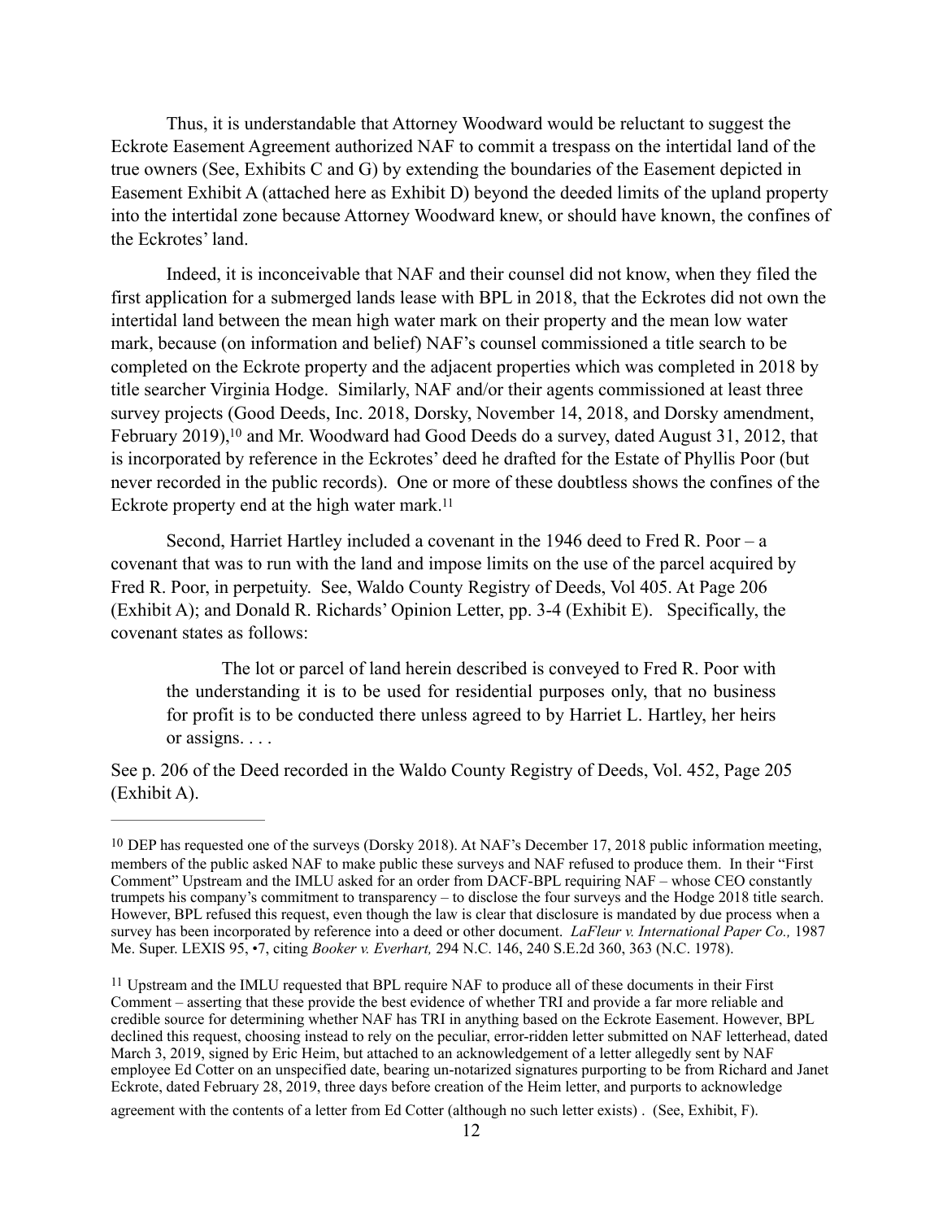Thus, it is understandable that Attorney Woodward would be reluctant to suggest the Eckrote Easement Agreement authorized NAF to commit a trespass on the intertidal land of the true owners (See, Exhibits C and G) by extending the boundaries of the Easement depicted in Easement Exhibit A (attached here as Exhibit D) beyond the deeded limits of the upland property into the intertidal zone because Attorney Woodward knew, or should have known, the confines of the Eckrotes' land.

Indeed, it is inconceivable that NAF and their counsel did not know, when they filed the first application for a submerged lands lease with BPL in 2018, that the Eckrotes did not own the intertidal land between the mean high water mark on their property and the mean low water mark, because (on information and belief) NAF's counsel commissioned a title search to be completed on the Eckrote property and the adjacent properties which was completed in 2018 by title searcher Virginia Hodge. Similarly, NAF and/or their agents commissioned at least three survey projects (Good Deeds, Inc. 2018, Dorsky, November 14, 2018, and Dorsky amendment, February 2019),[10] and Mr. Woodward had Good Deeds do a survey, dated August 31, 2012, that is incorporated by reference in the Eckrotes' deed he drafted for the Estate of Phyllis Poor (but never recorded in the public records). One or more of these doubtless shows the confines of the Eckrote property end at the high water mark.[11]

Second, Harriet Hartley included a covenant in the 1946 deed to Fred R. Poor – a covenant that was to run with the land and impose limits on the use of the parcel acquired by Fred R. Poor, in perpetuity. See, Waldo County Registry of Deeds, Vol 405. At Page 206 (Exhibit A); and Donald R. Richards' Opinion Letter, pp. 3-4 (Exhibit E). Specifically, the covenant states as follows:

> The lot or parcel of land herein described is conveyed to Fred R. Poor with the understanding it is to be used for residential purposes only, that no business for profit is to be conducted there unless agreed to by Harriet L. Hartley, her heirs or assigns. . . .

See p. 206 of the Deed recorded in the Waldo County Registry of Deeds, Vol. 452, Page 205 (Exhibit A).

---

[10] DEP has requested one of the surveys (Dorsky 2018). At NAF's December 17, 2018 public information meeting, members of the public asked NAF to make public these surveys and NAF refused to produce them. In their "First Comment" Upstream and the IMLU asked for an order from DACF-BPL requiring NAF – whose CEO constantly trumpets his company's commitment to transparency – to disclose the four surveys and the Hodge 2018 title search. However, BPL refused this request, even though the law is clear that disclosure is mandated by due process when a survey has been incorporated by reference into a deed or other document. *LaFleur v. International Paper Co.,* 1987 Me. Super. LEXIS 95, •7, citing *Booker v. Everhart,* 294 N.C. 146, 240 S.E.2d 360, 363 (N.C. 1978).

[11] Upstream and the IMLU requested that BPL require NAF to produce all of these documents in their First Comment – asserting that these provide the best evidence of whether TRI and provide a far more reliable and credible source for determining whether NAF has TRI in anything based on the Eckrote Easement. However, BPL declined this request, choosing instead to rely on the peculiar, error-ridden letter submitted on NAF letterhead, dated March 3, 2019, signed by Eric Heim, but attached to an acknowledgement of a letter allegedly sent by NAF employee Ed Cotter on an unspecified date, bearing un-notarized signatures purporting to be from Richard and Janet Eckrote, dated February 28, 2019, three days before creation of the Heim letter, and purports to acknowledge agreement with the contents of a letter from Ed Cotter (although no such letter exists) . (See, Exhibit, F).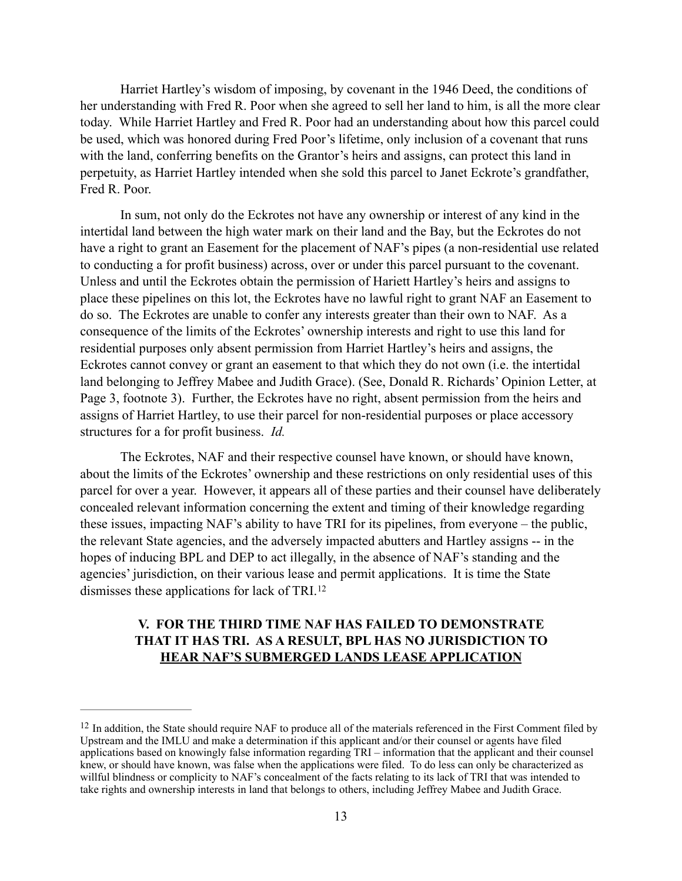Harriet Hartley's wisdom of imposing, by covenant in the 1946 Deed, the conditions of her understanding with Fred R. Poor when she agreed to sell her land to him, is all the more clear today. While Harriet Hartley and Fred R. Poor had an understanding about how this parcel could be used, which was honored during Fred Poor's lifetime, only inclusion of a covenant that runs with the land, conferring benefits on the Grantor's heirs and assigns, can protect this land in perpetuity, as Harriet Hartley intended when she sold this parcel to Janet Eckrote's grandfather, Fred R. Poor.

In sum, not only do the Eckrotes not have any ownership or interest of any kind in the intertidal land between the high water mark on their land and the Bay, but the Eckrotes do not have a right to grant an Easement for the placement of NAF's pipes (a non-residential use related to conducting a for profit business) across, over or under this parcel pursuant to the covenant. Unless and until the Eckrotes obtain the permission of Hariett Hartley's heirs and assigns to place these pipelines on this lot, the Eckrotes have no lawful right to grant NAF an Easement to do so. The Eckrotes are unable to confer any interests greater than their own to NAF. As a consequence of the limits of the Eckrotes' ownership interests and right to use this land for residential purposes only absent permission from Harriet Hartley's heirs and assigns, the Eckrotes cannot convey or grant an easement to that which they do not own (i.e. the intertidal land belonging to Jeffrey Mabee and Judith Grace). (See, Donald R. Richards' Opinion Letter, at Page 3, footnote 3). Further, the Eckrotes have no right, absent permission from the heirs and assigns of Harriet Hartley, to use their parcel for non-residential purposes or place accessory structures for a for profit business. *Id.*

The Eckrotes, NAF and their respective counsel have known, or should have known, about the limits of the Eckrotes' ownership and these restrictions on only residential uses of this parcel for over a year. However, it appears all of these parties and their counsel have deliberately concealed relevant information concerning the extent and timing of their knowledge regarding these issues, impacting NAF's ability to have TRI for its pipelines, from everyone – the public, the relevant State agencies, and the adversely impacted abutters and Hartley assigns -- in the hopes of inducing BPL and DEP to act illegally, in the absence of NAF's standing and the agencies' jurisdiction, on their various lease and permit applications. It is time the State dismisses these applications for lack of TRI.[12]

## V. FOR THE THIRD TIME NAF HAS FAILED TO DEMONSTRATE THAT IT HAS TRI. AS A RESULT, BPL HAS NO JURISDICTION TO HEAR NAF'S SUBMERGED LANDS LEASE APPLICATION

---

[12] In addition, the State should require NAF to produce all of the materials referenced in the First Comment filed by Upstream and the IMLU and make a determination if this applicant and/or their counsel or agents have filed applications based on knowingly false information regarding TRI – information that the applicant and their counsel knew, or should have known, was false when the applications were filed. To do less can only be characterized as willful blindness or complicity to NAF's concealment of the facts relating to its lack of TRI that was intended to take rights and ownership interests in land that belongs to others, including Jeffrey Mabee and Judith Grace.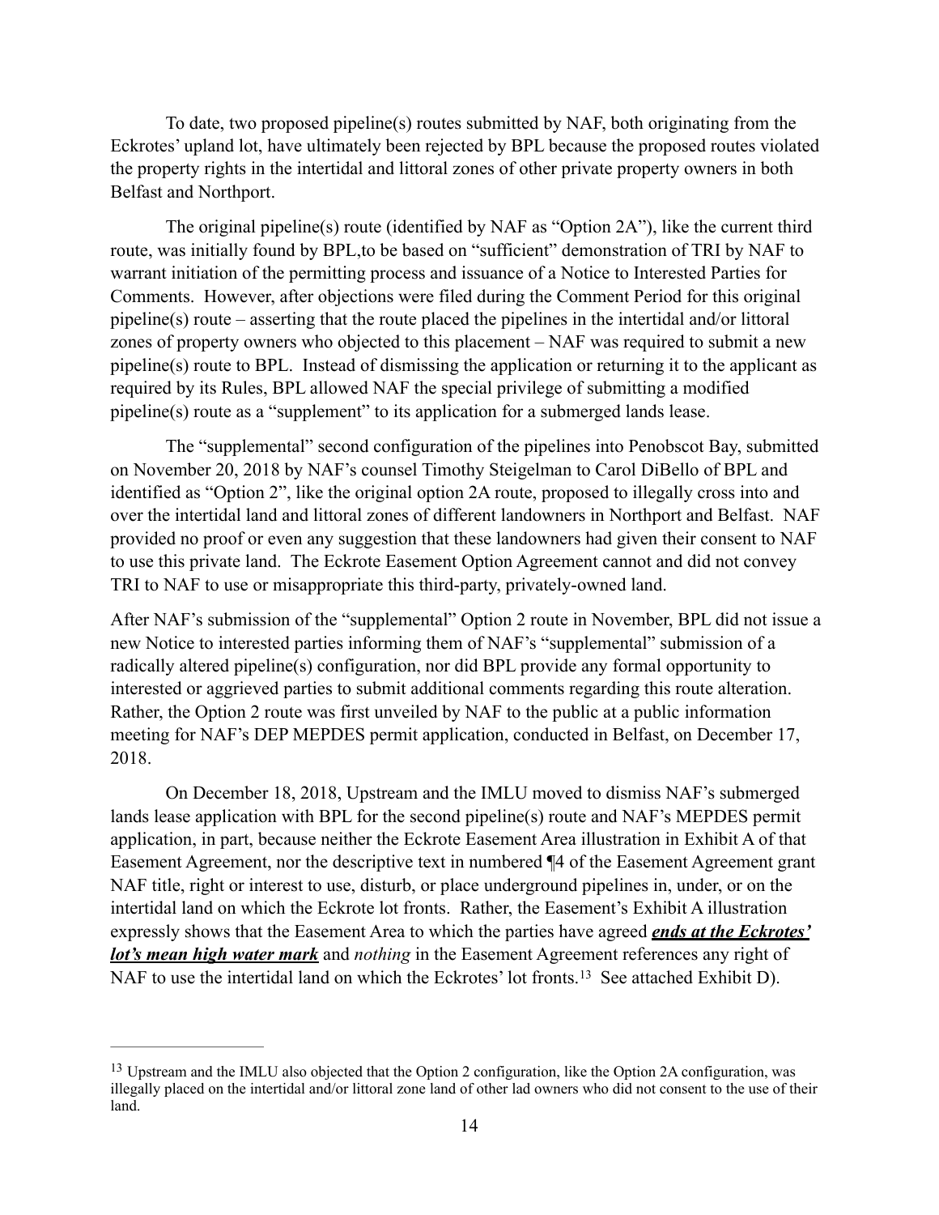To date, two proposed pipeline(s) routes submitted by NAF, both originating from the Eckrotes' upland lot, have ultimately been rejected by BPL because the proposed routes violated the property rights in the intertidal and littoral zones of other private property owners in both Belfast and Northport.

The original pipeline(s) route (identified by NAF as "Option 2A"), like the current third route, was initially found by BPL,to be based on "sufficient" demonstration of TRI by NAF to warrant initiation of the permitting process and issuance of a Notice to Interested Parties for Comments. However, after objections were filed during the Comment Period for this original pipeline(s) route – asserting that the route placed the pipelines in the intertidal and/or littoral zones of property owners who objected to this placement – NAF was required to submit a new pipeline(s) route to BPL. Instead of dismissing the application or returning it to the applicant as required by its Rules, BPL allowed NAF the special privilege of submitting a modified pipeline(s) route as a "supplement" to its application for a submerged lands lease.

The "supplemental" second configuration of the pipelines into Penobscot Bay, submitted on November 20, 2018 by NAF's counsel Timothy Steigelman to Carol DiBello of BPL and identified as "Option 2", like the original option 2A route, proposed to illegally cross into and over the intertidal land and littoral zones of different landowners in Northport and Belfast. NAF provided no proof or even any suggestion that these landowners had given their consent to NAF to use this private land. The Eckrote Easement Option Agreement cannot and did not convey TRI to NAF to use or misappropriate this third-party, privately-owned land.

After NAF's submission of the "supplemental" Option 2 route in November, BPL did not issue a new Notice to interested parties informing them of NAF's "supplemental" submission of a radically altered pipeline(s) configuration, nor did BPL provide any formal opportunity to interested or aggrieved parties to submit additional comments regarding this route alteration. Rather, the Option 2 route was first unveiled by NAF to the public at a public information meeting for NAF's DEP MEPDES permit application, conducted in Belfast, on December 17, 2018.

On December 18, 2018, Upstream and the IMLU moved to dismiss NAF's submerged lands lease application with BPL for the second pipeline(s) route and NAF's MEPDES permit application, in part, because neither the Eckrote Easement Area illustration in Exhibit A of that Easement Agreement, nor the descriptive text in numbered ¶4 of the Easement Agreement grant NAF title, right or interest to use, disturb, or place underground pipelines in, under, or on the intertidal land on which the Eckrote lot fronts. Rather, the Easement's Exhibit A illustration expressly shows that the Easement Area to which the parties have agreed ***ends at the Eckrotes' lot's mean high water mark*** and *nothing* in the Easement Agreement references any right of NAF to use the intertidal land on which the Eckrotes' lot fronts.[13] See attached Exhibit D).

---

[13] Upstream and the IMLU also objected that the Option 2 configuration, like the Option 2A configuration, was illegally placed on the intertidal and/or littoral zone land of other lad owners who did not consent to the use of their land.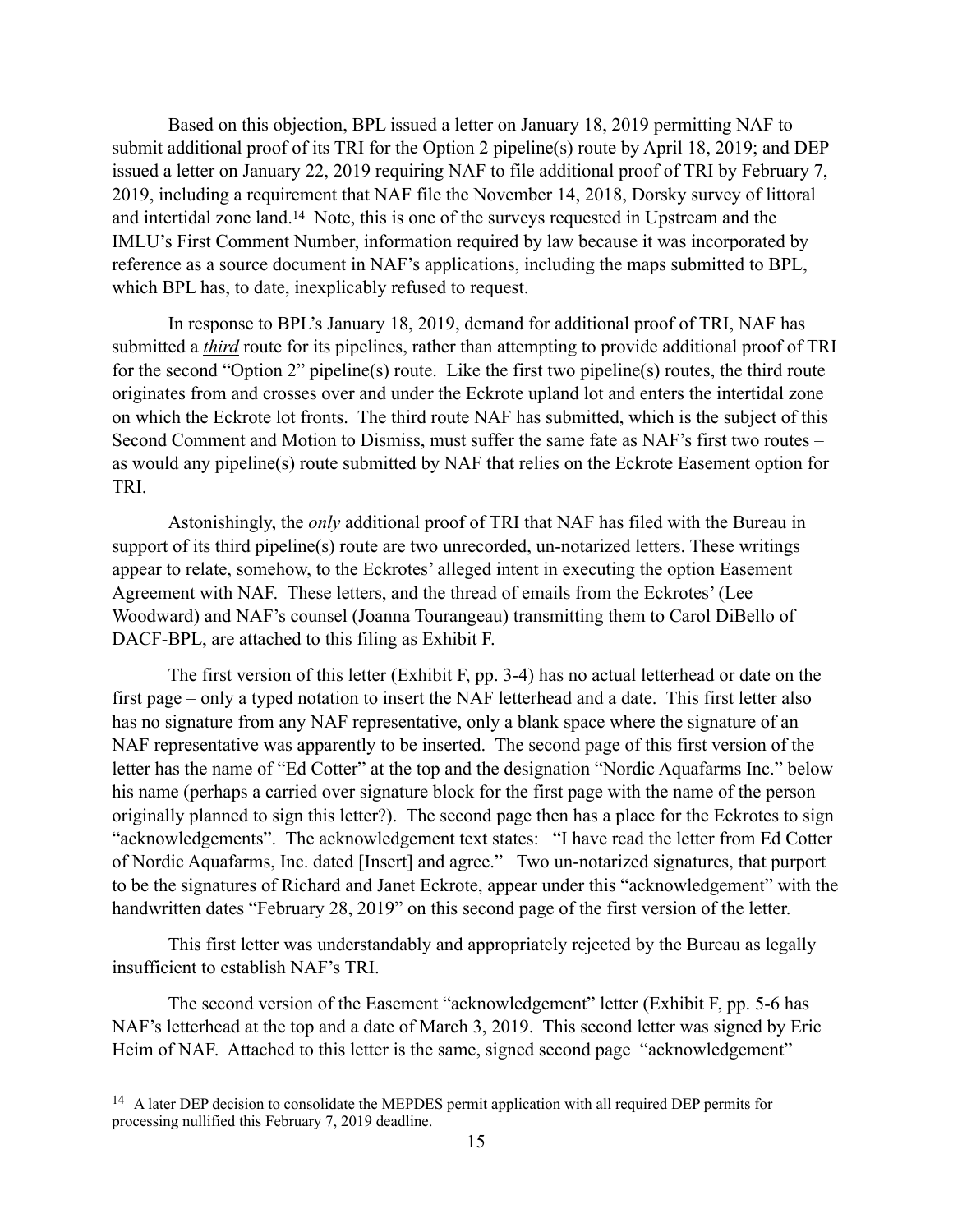Based on this objection, BPL issued a letter on January 18, 2019 permitting NAF to submit additional proof of its TRI for the Option 2 pipeline(s) route by April 18, 2019; and DEP issued a letter on January 22, 2019 requiring NAF to file additional proof of TRI by February 7, 2019, including a requirement that NAF file the November 14, 2018, Dorsky survey of littoral and intertidal zone land.[14] Note, this is one of the surveys requested in Upstream and the IMLU's First Comment Number, information required by law because it was incorporated by reference as a source document in NAF's applications, including the maps submitted to BPL, which BPL has, to date, inexplicably refused to request.

In response to BPL's January 18, 2019, demand for additional proof of TRI, NAF has submitted a ***third*** route for its pipelines, rather than attempting to provide additional proof of TRI for the second "Option 2" pipeline(s) route. Like the first two pipeline(s) routes, the third route originates from and crosses over and under the Eckrote upland lot and enters the intertidal zone on which the Eckrote lot fronts. The third route NAF has submitted, which is the subject of this Second Comment and Motion to Dismiss, must suffer the same fate as NAF's first two routes – as would any pipeline(s) route submitted by NAF that relies on the Eckrote Easement option for TRI.

Astonishingly, the ***only*** additional proof of TRI that NAF has filed with the Bureau in support of its third pipeline(s) route are two unrecorded, un-notarized letters. These writings appear to relate, somehow, to the Eckrotes' alleged intent in executing the option Easement Agreement with NAF. These letters, and the thread of emails from the Eckrotes' (Lee Woodward) and NAF's counsel (Joanna Tourangeau) transmitting them to Carol DiBello of DACF-BPL, are attached to this filing as Exhibit F.

The first version of this letter (Exhibit F, pp. 3-4) has no actual letterhead or date on the first page – only a typed notation to insert the NAF letterhead and a date. This first letter also has no signature from any NAF representative, only a blank space where the signature of an NAF representative was apparently to be inserted. The second page of this first version of the letter has the name of "Ed Cotter" at the top and the designation "Nordic Aquafarms Inc." below his name (perhaps a carried over signature block for the first page with the name of the person originally planned to sign this letter?). The second page then has a place for the Eckrotes to sign "acknowledgements". The acknowledgement text states: "I have read the letter from Ed Cotter of Nordic Aquafarms, Inc. dated [Insert] and agree." Two un-notarized signatures, that purport to be the signatures of Richard and Janet Eckrote, appear under this "acknowledgement" with the handwritten dates "February 28, 2019" on this second page of the first version of the letter.

This first letter was understandably and appropriately rejected by the Bureau as legally insufficient to establish NAF's TRI.

The second version of the Easement "acknowledgement" letter (Exhibit F, pp. 5-6 has NAF's letterhead at the top and a date of March 3, 2019. This second letter was signed by Eric Heim of NAF. Attached to this letter is the same, signed second page "acknowledgement"

---

[14] A later DEP decision to consolidate the MEPDES permit application with all required DEP permits for processing nullified this February 7, 2019 deadline.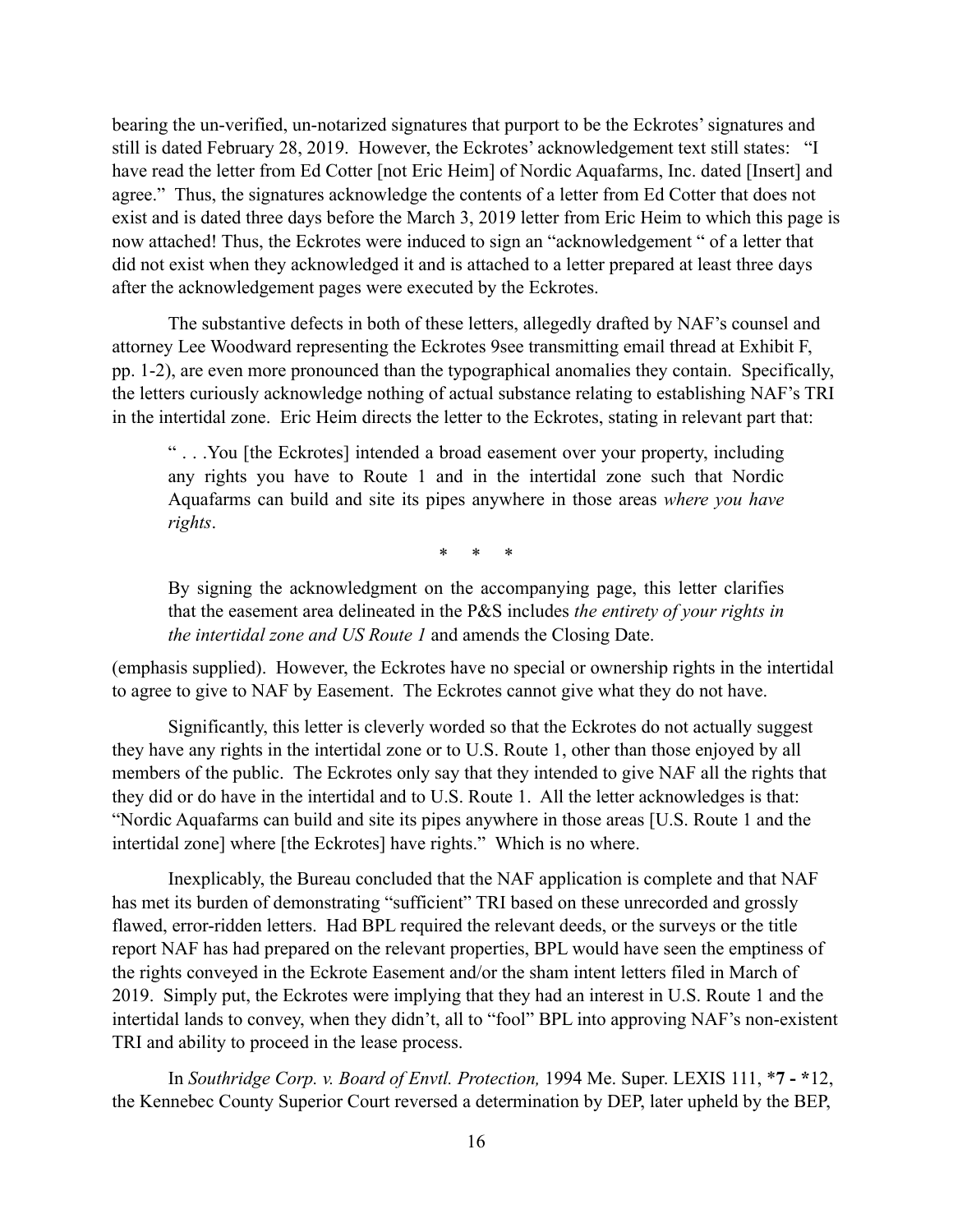bearing the un-verified, un-notarized signatures that purport to be the Eckrotes' signatures and still is dated February 28, 2019. However, the Eckrotes' acknowledgement text still states: "I have read the letter from Ed Cotter [not Eric Heim] of Nordic Aquafarms, Inc. dated [Insert] and agree." Thus, the signatures acknowledge the contents of a letter from Ed Cotter that does not exist and is dated three days before the March 3, 2019 letter from Eric Heim to which this page is now attached! Thus, the Eckrotes were induced to sign an "acknowledgement " of a letter that did not exist when they acknowledged it and is attached to a letter prepared at least three days after the acknowledgement pages were executed by the Eckrotes.

The substantive defects in both of these letters, allegedly drafted by NAF's counsel and attorney Lee Woodward representing the Eckrotes 9see transmitting email thread at Exhibit F, pp. 1-2), are even more pronounced than the typographical anomalies they contain. Specifically, the letters curiously acknowledge nothing of actual substance relating to establishing NAF's TRI in the intertidal zone. Eric Heim directs the letter to the Eckrotes, stating in relevant part that:

> " . . .You [the Eckrotes] intended a broad easement over your property, including any rights you have to Route 1 and in the intertidal zone such that Nordic Aquafarms can build and site its pipes anywhere in those areas *where you have rights*.
>
> \* \* \*
>
> By signing the acknowledgment on the accompanying page, this letter clarifies that the easement area delineated in the P&S includes *the entirety of your rights in the intertidal zone and US Route 1* and amends the Closing Date.

(emphasis supplied). However, the Eckrotes have no special or ownership rights in the intertidal to agree to give to NAF by Easement. The Eckrotes cannot give what they do not have.

Significantly, this letter is cleverly worded so that the Eckrotes do not actually suggest they have any rights in the intertidal zone or to U.S. Route 1, other than those enjoyed by all members of the public. The Eckrotes only say that they intended to give NAF all the rights that they did or do have in the intertidal and to U.S. Route 1. All the letter acknowledges is that: "Nordic Aquafarms can build and site its pipes anywhere in those areas [U.S. Route 1 and the intertidal zone] where [the Eckrotes] have rights." Which is no where.

Inexplicably, the Bureau concluded that the NAF application is complete and that NAF has met its burden of demonstrating "sufficient" TRI based on these unrecorded and grossly flawed, error-ridden letters. Had BPL required the relevant deeds, or the surveys or the title report NAF has had prepared on the relevant properties, BPL would have seen the emptiness of the rights conveyed in the Eckrote Easement and/or the sham intent letters filed in March of 2019. Simply put, the Eckrotes were implying that they had an interest in U.S. Route 1 and the intertidal lands to convey, when they didn't, all to "fool" BPL into approving NAF's non-existent TRI and ability to proceed in the lease process.

In *Southridge Corp. v. Board of Envtl. Protection,* 1994 Me. Super. LEXIS 111, \*7 - \*12, the Kennebec County Superior Court reversed a determination by DEP, later upheld by the BEP,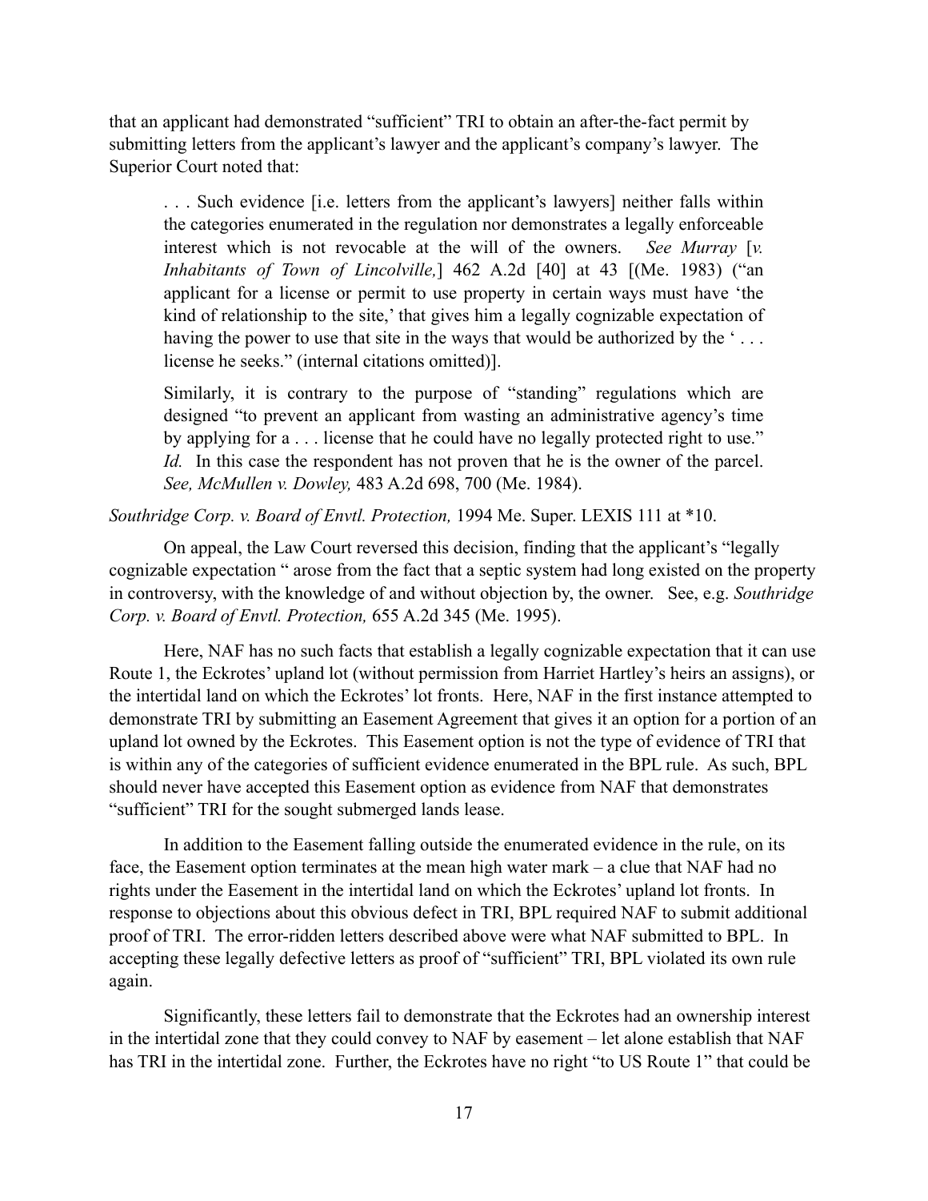that an applicant had demonstrated "sufficient" TRI to obtain an after-the-fact permit by submitting letters from the applicant's lawyer and the applicant's company's lawyer. The Superior Court noted that:

> . . . Such evidence [i.e. letters from the applicant's lawyers] neither falls within the categories enumerated in the regulation nor demonstrates a legally enforceable interest which is not revocable at the will of the owners. *See Murray* [*v. Inhabitants of Town of Lincolnville,*] 462 A.2d [40] at 43 [(Me. 1983) ("an applicant for a license or permit to use property in certain ways must have 'the kind of relationship to the site,' that gives him a legally cognizable expectation of having the power to use that site in the ways that would be authorized by the ' . . . license he seeks." (internal citations omitted)].
>
> Similarly, it is contrary to the purpose of "standing" regulations which are designed "to prevent an applicant from wasting an administrative agency's time by applying for a . . . license that he could have no legally protected right to use." *Id.* In this case the respondent has not proven that he is the owner of the parcel. *See, McMullen v. Dowley,* 483 A.2d 698, 700 (Me. 1984).

*Southridge Corp. v. Board of Envtl. Protection,* 1994 Me. Super. LEXIS 111 at *10.

On appeal, the Law Court reversed this decision, finding that the applicant's "legally cognizable expectation " arose from the fact that a septic system had long existed on the property in controversy, with the knowledge of and without objection by, the owner. See, e.g. *Southridge Corp. v. Board of Envtl. Protection,* 655 A.2d 345 (Me. 1995).

Here, NAF has no such facts that establish a legally cognizable expectation that it can use Route 1, the Eckrotes' upland lot (without permission from Harriet Hartley's heirs an assigns), or the intertidal land on which the Eckrotes' lot fronts. Here, NAF in the first instance attempted to demonstrate TRI by submitting an Easement Agreement that gives it an option for a portion of an upland lot owned by the Eckrotes. This Easement option is not the type of evidence of TRI that is within any of the categories of sufficient evidence enumerated in the BPL rule. As such, BPL should never have accepted this Easement option as evidence from NAF that demonstrates "sufficient" TRI for the sought submerged lands lease.

In addition to the Easement falling outside the enumerated evidence in the rule, on its face, the Easement option terminates at the mean high water mark – a clue that NAF had no rights under the Easement in the intertidal land on which the Eckrotes' upland lot fronts. In response to objections about this obvious defect in TRI, BPL required NAF to submit additional proof of TRI. The error-ridden letters described above were what NAF submitted to BPL. In accepting these legally defective letters as proof of "sufficient" TRI, BPL violated its own rule again.

Significantly, these letters fail to demonstrate that the Eckrotes had an ownership interest in the intertidal zone that they could convey to NAF by easement – let alone establish that NAF has TRI in the intertidal zone. Further, the Eckrotes have no right "to US Route 1" that could be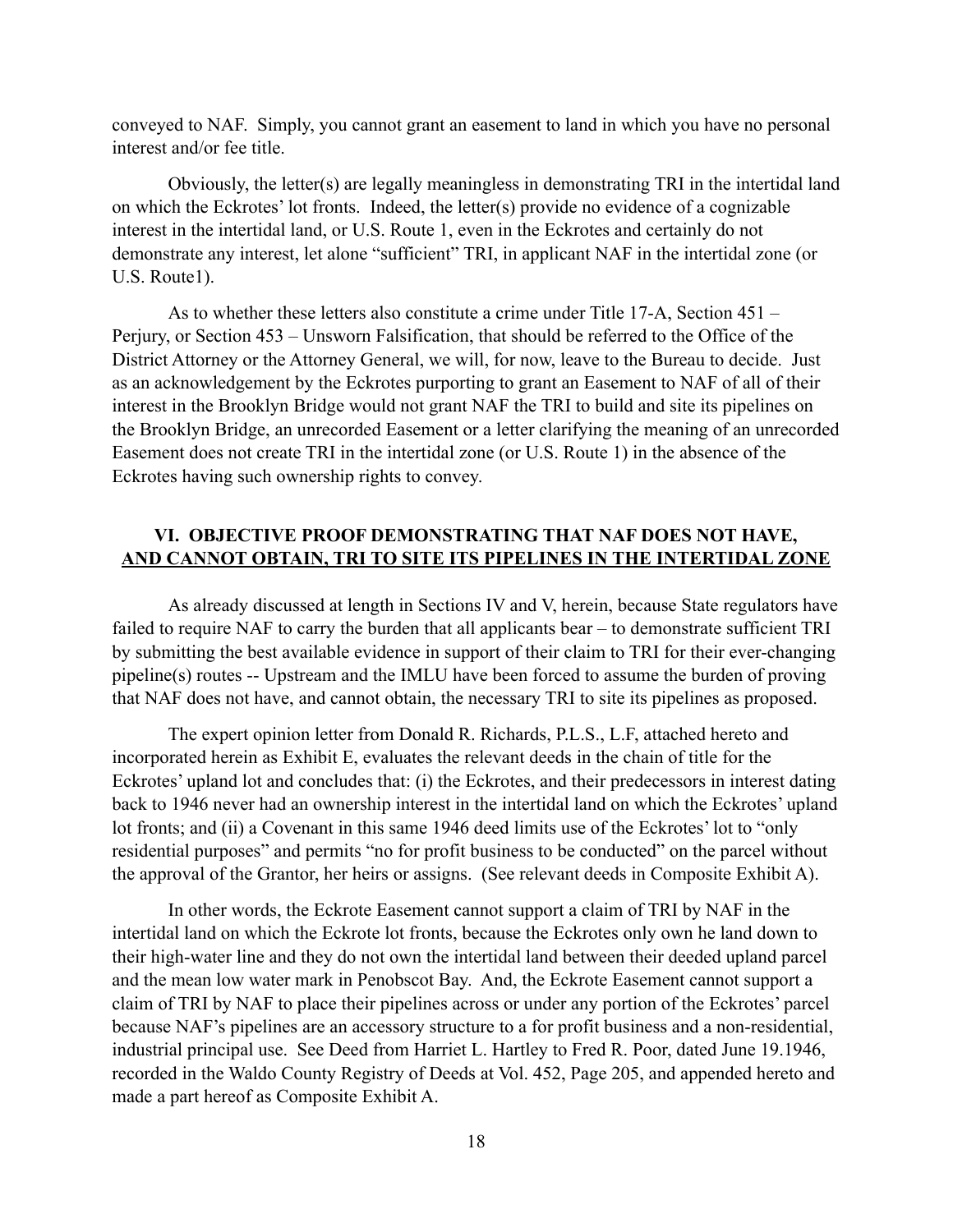conveyed to NAF. Simply, you cannot grant an easement to land in which you have no personal interest and/or fee title.

Obviously, the letter(s) are legally meaningless in demonstrating TRI in the intertidal land on which the Eckrotes' lot fronts. Indeed, the letter(s) provide no evidence of a cognizable interest in the intertidal land, or U.S. Route 1, even in the Eckrotes and certainly do not demonstrate any interest, let alone "sufficient" TRI, in applicant NAF in the intertidal zone (or U.S. Route1).

As to whether these letters also constitute a crime under Title 17-A, Section 451 – Perjury, or Section 453 – Unsworn Falsification, that should be referred to the Office of the District Attorney or the Attorney General, we will, for now, leave to the Bureau to decide. Just as an acknowledgement by the Eckrotes purporting to grant an Easement to NAF of all of their interest in the Brooklyn Bridge would not grant NAF the TRI to build and site its pipelines on the Brooklyn Bridge, an unrecorded Easement or a letter clarifying the meaning of an unrecorded Easement does not create TRI in the intertidal zone (or U.S. Route 1) in the absence of the Eckrotes having such ownership rights to convey.

## VI. OBJECTIVE PROOF DEMONSTRATING THAT NAF DOES NOT HAVE, AND CANNOT OBTAIN, TRI TO SITE ITS PIPELINES IN THE INTERTIDAL ZONE

As already discussed at length in Sections IV and V, herein, because State regulators have failed to require NAF to carry the burden that all applicants bear – to demonstrate sufficient TRI by submitting the best available evidence in support of their claim to TRI for their ever-changing pipeline(s) routes -- Upstream and the IMLU have been forced to assume the burden of proving that NAF does not have, and cannot obtain, the necessary TRI to site its pipelines as proposed.

The expert opinion letter from Donald R. Richards, P.L.S., L.F, attached hereto and incorporated herein as Exhibit E, evaluates the relevant deeds in the chain of title for the Eckrotes' upland lot and concludes that: (i) the Eckrotes, and their predecessors in interest dating back to 1946 never had an ownership interest in the intertidal land on which the Eckrotes' upland lot fronts; and (ii) a Covenant in this same 1946 deed limits use of the Eckrotes' lot to "only residential purposes" and permits "no for profit business to be conducted" on the parcel without the approval of the Grantor, her heirs or assigns. (See relevant deeds in Composite Exhibit A).

In other words, the Eckrote Easement cannot support a claim of TRI by NAF in the intertidal land on which the Eckrote lot fronts, because the Eckrotes only own he land down to their high-water line and they do not own the intertidal land between their deeded upland parcel and the mean low water mark in Penobscot Bay. And, the Eckrote Easement cannot support a claim of TRI by NAF to place their pipelines across or under any portion of the Eckrotes' parcel because NAF's pipelines are an accessory structure to a for profit business and a non-residential, industrial principal use. See Deed from Harriet L. Hartley to Fred R. Poor, dated June 19.1946, recorded in the Waldo County Registry of Deeds at Vol. 452, Page 205, and appended hereto and made a part hereof as Composite Exhibit A.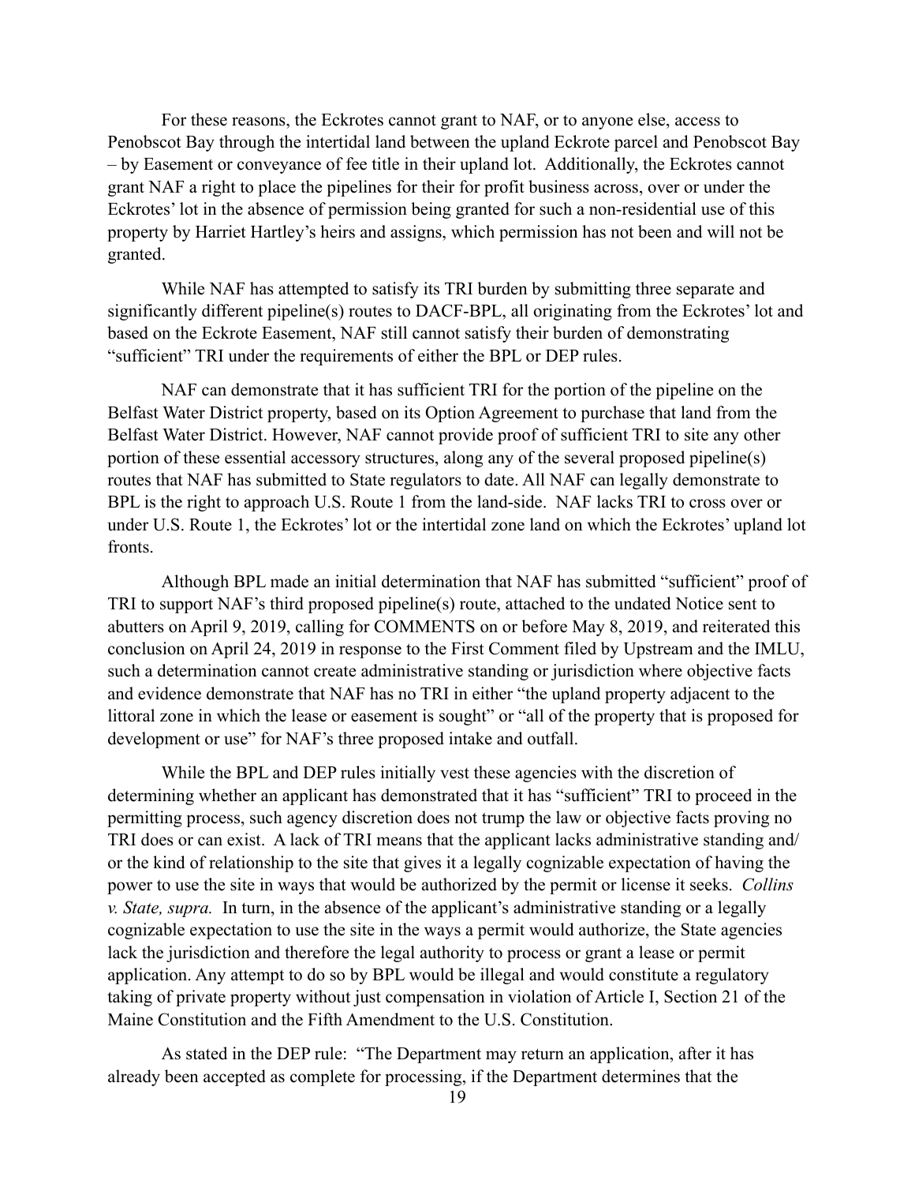For these reasons, the Eckrotes cannot grant to NAF, or to anyone else, access to Penobscot Bay through the intertidal land between the upland Eckrote parcel and Penobscot Bay – by Easement or conveyance of fee title in their upland lot. Additionally, the Eckrotes cannot grant NAF a right to place the pipelines for their for profit business across, over or under the Eckrotes' lot in the absence of permission being granted for such a non-residential use of this property by Harriet Hartley's heirs and assigns, which permission has not been and will not be granted.

While NAF has attempted to satisfy its TRI burden by submitting three separate and significantly different pipeline(s) routes to DACF-BPL, all originating from the Eckrotes' lot and based on the Eckrote Easement, NAF still cannot satisfy their burden of demonstrating "sufficient" TRI under the requirements of either the BPL or DEP rules.

NAF can demonstrate that it has sufficient TRI for the portion of the pipeline on the Belfast Water District property, based on its Option Agreement to purchase that land from the Belfast Water District. However, NAF cannot provide proof of sufficient TRI to site any other portion of these essential accessory structures, along any of the several proposed pipeline(s) routes that NAF has submitted to State regulators to date. All NAF can legally demonstrate to BPL is the right to approach U.S. Route 1 from the land-side. NAF lacks TRI to cross over or under U.S. Route 1, the Eckrotes' lot or the intertidal zone land on which the Eckrotes' upland lot fronts.

Although BPL made an initial determination that NAF has submitted "sufficient" proof of TRI to support NAF's third proposed pipeline(s) route, attached to the undated Notice sent to abutters on April 9, 2019, calling for COMMENTS on or before May 8, 2019, and reiterated this conclusion on April 24, 2019 in response to the First Comment filed by Upstream and the IMLU, such a determination cannot create administrative standing or jurisdiction where objective facts and evidence demonstrate that NAF has no TRI in either "the upland property adjacent to the littoral zone in which the lease or easement is sought" or "all of the property that is proposed for development or use" for NAF's three proposed intake and outfall.

While the BPL and DEP rules initially vest these agencies with the discretion of determining whether an applicant has demonstrated that it has "sufficient" TRI to proceed in the permitting process, such agency discretion does not trump the law or objective facts proving no TRI does or can exist. A lack of TRI means that the applicant lacks administrative standing and/or the kind of relationship to the site that gives it a legally cognizable expectation of having the power to use the site in ways that would be authorized by the permit or license it seeks. *Collins v. State, supra.* In turn, in the absence of the applicant's administrative standing or a legally cognizable expectation to use the site in the ways a permit would authorize, the State agencies lack the jurisdiction and therefore the legal authority to process or grant a lease or permit application. Any attempt to do so by BPL would be illegal and would constitute a regulatory taking of private property without just compensation in violation of Article I, Section 21 of the Maine Constitution and the Fifth Amendment to the U.S. Constitution.

As stated in the DEP rule: "The Department may return an application, after it has already been accepted as complete for processing, if the Department determines that the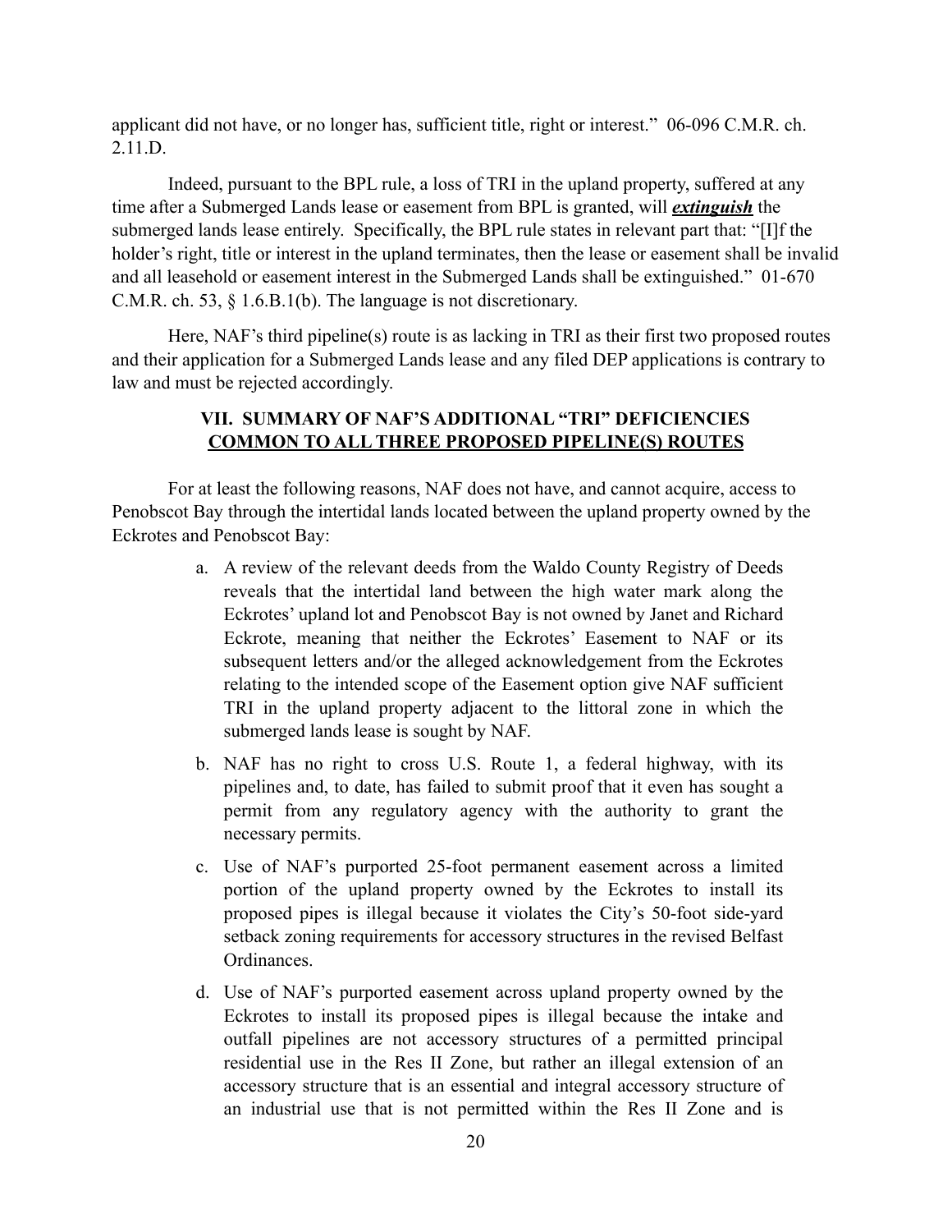applicant did not have, or no longer has, sufficient title, right or interest." 06-096 C.M.R. ch. 2.11.D.

Indeed, pursuant to the BPL rule, a loss of TRI in the upland property, suffered at any time after a Submerged Lands lease or easement from BPL is granted, will ***extinguish*** the submerged lands lease entirely. Specifically, the BPL rule states in relevant part that: "[I]f the holder's right, title or interest in the upland terminates, then the lease or easement shall be invalid and all leasehold or easement interest in the Submerged Lands shall be extinguished." 01-670 C.M.R. ch. 53, § 1.6.B.1(b). The language is not discretionary.

Here, NAF's third pipeline(s) route is as lacking in TRI as their first two proposed routes and their application for a Submerged Lands lease and any filed DEP applications is contrary to law and must be rejected accordingly.

## VII. SUMMARY OF NAF'S ADDITIONAL "TRI" DEFICIENCIES COMMON TO ALL THREE PROPOSED PIPELINE(S) ROUTES

For at least the following reasons, NAF does not have, and cannot acquire, access to Penobscot Bay through the intertidal lands located between the upland property owned by the Eckrotes and Penobscot Bay:

a. A review of the relevant deeds from the Waldo County Registry of Deeds reveals that the intertidal land between the high water mark along the Eckrotes' upland lot and Penobscot Bay is not owned by Janet and Richard Eckrote, meaning that neither the Eckrotes' Easement to NAF or its subsequent letters and/or the alleged acknowledgement from the Eckrotes relating to the intended scope of the Easement option give NAF sufficient TRI in the upland property adjacent to the littoral zone in which the submerged lands lease is sought by NAF.

b. NAF has no right to cross U.S. Route 1, a federal highway, with its pipelines and, to date, has failed to submit proof that it even has sought a permit from any regulatory agency with the authority to grant the necessary permits.

c. Use of NAF's purported 25-foot permanent easement across a limited portion of the upland property owned by the Eckrotes to install its proposed pipes is illegal because it violates the City's 50-foot side-yard setback zoning requirements for accessory structures in the revised Belfast Ordinances.

d. Use of NAF's purported easement across upland property owned by the Eckrotes to install its proposed pipes is illegal because the intake and outfall pipelines are not accessory structures of a permitted principal residential use in the Res II Zone, but rather an illegal extension of an accessory structure that is an essential and integral accessory structure of an industrial use that is not permitted within the Res II Zone and is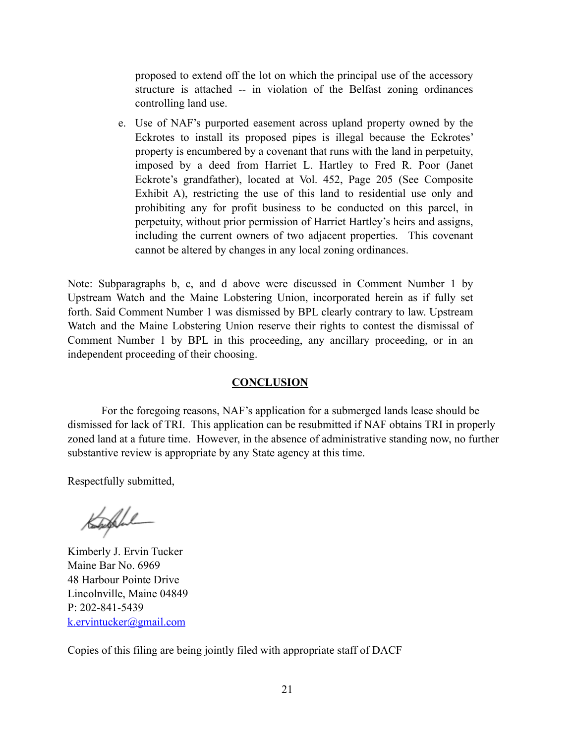proposed to extend off the lot on which the principal use of the accessory structure is attached -- in violation of the Belfast zoning ordinances controlling land use.

e. Use of NAF's purported easement across upland property owned by the Eckrotes to install its proposed pipes is illegal because the Eckrotes' property is encumbered by a covenant that runs with the land in perpetuity, imposed by a deed from Harriet L. Hartley to Fred R. Poor (Janet Eckrote's grandfather), located at Vol. 452, Page 205 (See Composite Exhibit A), restricting the use of this land to residential use only and prohibiting any for profit business to be conducted on this parcel, in perpetuity, without prior permission of Harriet Hartley's heirs and assigns, including the current owners of two adjacent properties. This covenant cannot be altered by changes in any local zoning ordinances.

Note: Subparagraphs b, c, and d above were discussed in Comment Number 1 by Upstream Watch and the Maine Lobstering Union, incorporated herein as if fully set forth. Said Comment Number 1 was dismissed by BPL clearly contrary to law. Upstream Watch and the Maine Lobstering Union reserve their rights to contest the dismissal of Comment Number 1 by BPL in this proceeding, any ancillary proceeding, or in an independent proceeding of their choosing.

## CONCLUSION

For the foregoing reasons, NAF's application for a submerged lands lease should be dismissed for lack of TRI. This application can be resubmitted if NAF obtains TRI in properly zoned land at a future time. However, in the absence of administrative standing now, no further substantive review is appropriate by any State agency at this time.

Respectfully submitted,

Kimberly J. Ervin Tucker
Maine Bar No. 6969
48 Harbour Pointe Drive
Lincolnville, Maine 04849
P: 202-841-5439
k.ervintucker@gmail.com

Copies of this filing are being jointly filed with appropriate staff of DACF